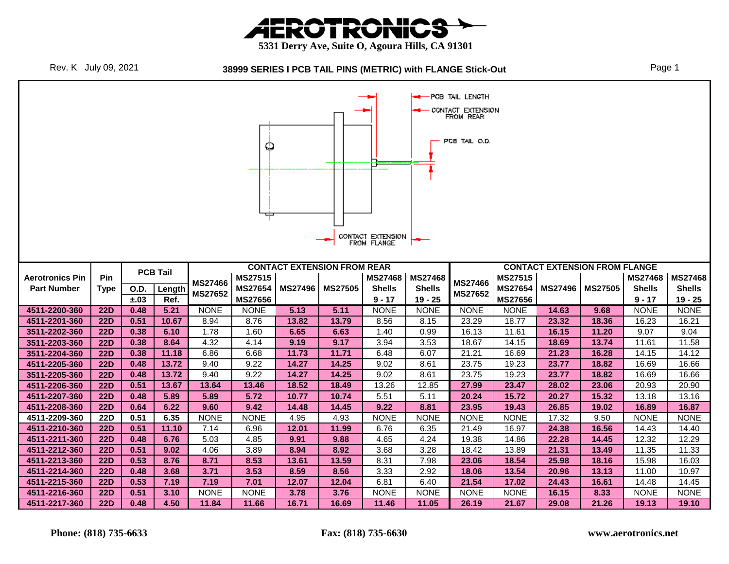# AEROTRONICS

**5331 Derry Ave, Suite O, Agoura Hills, CA 91301**

Rev. K July 09, 2021

## 38999 SERIES I PCB TAIL PINS (METRIC) with FLANGE Stick-Out

PCB TAIL LENGTH

CONTACT EXTENSION FROM REAR

PCB TAIL O.D.

CONTACT EXTENSION FROM FLANGE

| Aerotronics Pin Part Number | Pin Type | PCB Tail O.D. ±.03 | PCB Tail Length Ref. | Contact Extension From Rear: MS27466 MS27652 | Contact Extension From Rear: MS27515 MS27654 MS27656 | Contact Extension From Rear: MS27496 | Contact Extension From Rear: MS27505 | Contact Extension From Rear: MS27468 Shells 9 - 17 | Contact Extension From Rear: MS27468 Shells 19 - 25 | Contact Extension From Flange: MS27466 MS27652 | Contact Extension From Flange: MS27515 MS27654 MS27656 | Contact Extension From Flange: MS27496 | Contact Extension From Flange: MS27505 | Contact Extension From Flange: MS27468 Shells 9 - 17 | Contact Extension From Flange: MS27468 Shells 19 - 25 |
|---|---|---|---|---|---|---|---|---|---|---|---|---|---|---|---|
| 4511-2200-360 | 22D | 0.48 | 5.21 | NONE | NONE | 5.13 | 5.11 | NONE | NONE | NONE | NONE | 14.63 | 9.68 | NONE | NONE |
| 4511-2201-360 | 22D | 0.51 | 10.67 | 8.94 | 8.76 | 13.82 | 13.79 | 8.56 | 8.15 | 23.29 | 18.77 | 23.32 | 18.36 | 16.23 | 16.21 |
| 3511-2202-360 | 22D | 0.38 | 6.10 | 1.78 | 1.60 | 6.65 | 6.63 | 1.40 | 0.99 | 16.13 | 11.61 | 16.15 | 11.20 | 9.07 | 9.04 |
| 3511-2203-360 | 22D | 0.38 | 8.64 | 4.32 | 4.14 | 9.19 | 9.17 | 3.94 | 3.53 | 18.67 | 14.15 | 18.69 | 13.74 | 11.61 | 11.58 |
| 3511-2204-360 | 22D | 0.38 | 11.18 | 6.86 | 6.68 | 11.73 | 11.71 | 6.48 | 6.07 | 21.21 | 16.69 | 21.23 | 16.28 | 14.15 | 14.12 |
| 4511-2205-360 | 22D | 0.48 | 13.72 | 9.40 | 9.22 | 14.27 | 14.25 | 9.02 | 8.61 | 23.75 | 19.23 | 23.77 | 18.82 | 16.69 | 16.66 |
| 3511-2205-360 | 22D | 0.48 | 13.72 | 9.40 | 9.22 | 14.27 | 14.25 | 9.02 | 8.61 | 23.75 | 19.23 | 23.77 | 18.82 | 16.69 | 16.66 |
| 4511-2206-360 | 22D | 0.51 | 13.67 | 13.64 | 13.46 | 18.52 | 18.49 | 13.26 | 12.85 | 27.99 | 23.47 | 28.02 | 23.06 | 20.93 | 20.90 |
| 4511-2207-360 | 22D | 0.48 | 5.89 | 5.89 | 5.72 | 10.77 | 10.74 | 5.51 | 5.11 | 20.24 | 15.72 | 20.27 | 15.32 | 13.18 | 13.16 |
| 4511-2208-360 | 22D | 0.64 | 6.22 | 9.60 | 9.42 | 14.48 | 14.45 | 9.22 | 8.81 | 23.95 | 19.43 | 26.85 | 19.02 | 16.89 | 16.87 |
| 4511-2209-360 | 22D | 0.51 | 6.35 | NONE | NONE | 4.95 | 4.93 | NONE | NONE | NONE | NONE | 17.32 | 9.50 | NONE | NONE |
| 4511-2210-360 | 22D | 0.51 | 11.10 | 7.14 | 6.96 | 12.01 | 11.99 | 6.76 | 6.35 | 21.49 | 16.97 | 24.38 | 16.56 | 14.43 | 14.40 |
| 4511-2211-360 | 22D | 0.48 | 6.76 | 5.03 | 4.85 | 9.91 | 9.88 | 4.65 | 4.24 | 19.38 | 14.86 | 22.28 | 14.45 | 12.32 | 12.29 |
| 4511-2212-360 | 22D | 0.51 | 9.02 | 4.06 | 3.89 | 8.94 | 8.92 | 3.68 | 3.28 | 18.42 | 13.89 | 21.31 | 13.49 | 11.35 | 11.33 |
| 4511-2213-360 | 22D | 0.53 | 8.76 | 8.71 | 8.53 | 13.61 | 13.59 | 8.31 | 7.98 | 23.06 | 18.54 | 25.98 | 18.16 | 15.98 | 16.03 |
| 4511-2214-360 | 22D | 0.48 | 3.68 | 3.71 | 3.53 | 8.59 | 8.56 | 3.33 | 2.92 | 18.06 | 13.54 | 20.96 | 13.13 | 11.00 | 10.97 |
| 4511-2215-360 | 22D | 0.53 | 7.19 | 7.19 | 7.01 | 12.07 | 12.04 | 6.81 | 6.40 | 21.54 | 17.02 | 24.43 | 16.61 | 14.48 | 14.45 |
| 4511-2216-360 | 22D | 0.51 | 3.10 | NONE | NONE | 3.78 | 3.76 | NONE | NONE | NONE | NONE | 16.15 | 8.33 | NONE | NONE |
| 4511-2217-360 | 22D | 0.48 | 4.50 | 11.84 | 11.66 | 16.71 | 16.69 | 11.46 | 11.05 | 26.19 | 21.67 | 29.08 | 21.26 | 19.13 | 19.10 |

**Phone: (818) 735-6633** **Fax: (818) 735-6630** **www.aerotronics.net**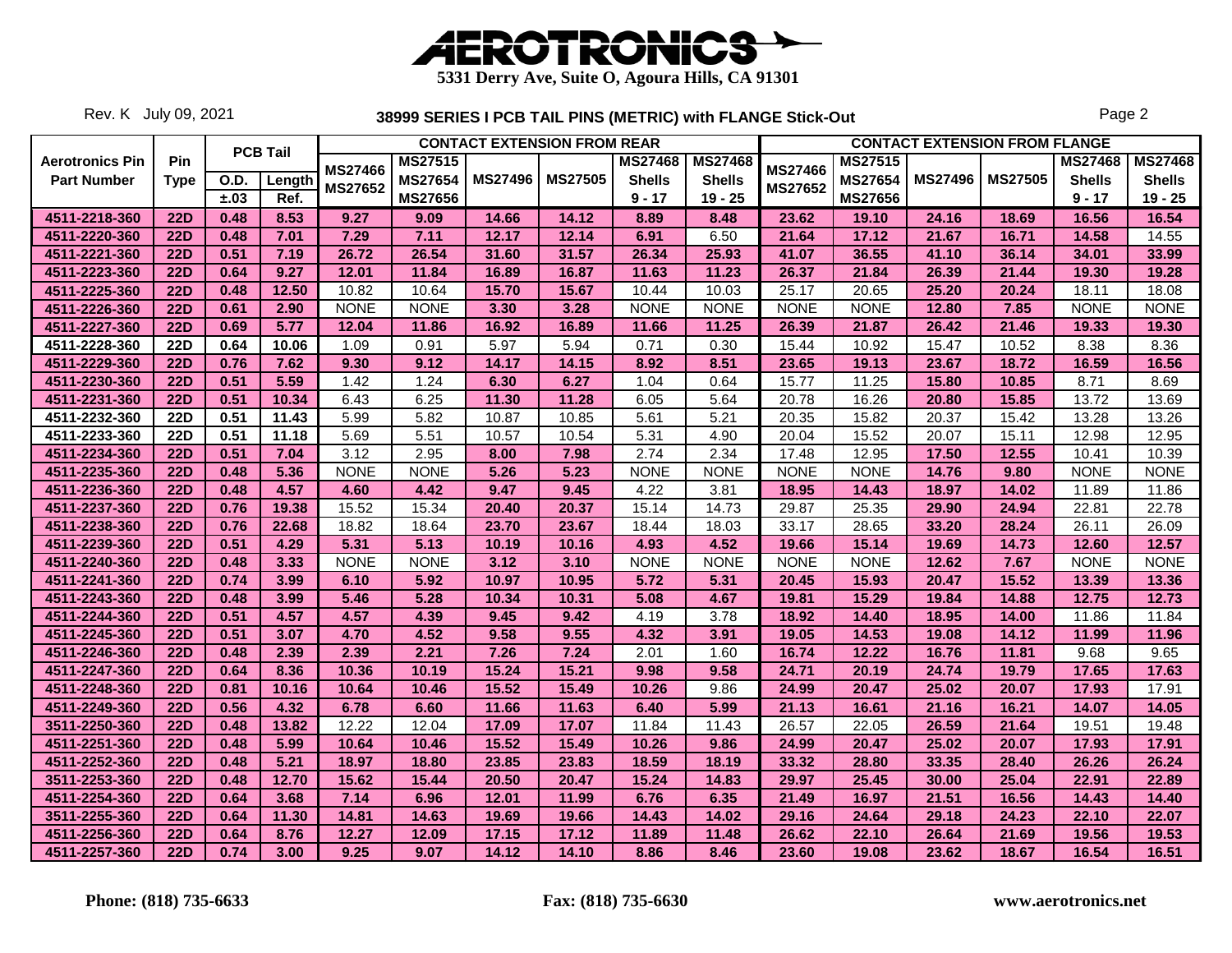# AEROTRONICS

**5331 Derry Ave, Suite O, Agoura Hills, CA 91301**

Rev. K July 09, 2021

**38999 SERIES I PCB TAIL PINS (METRIC) with FLANGE Stick-Out**

| Aerotronics Pin Part Number | Pin Type | PCB Tail O.D. ±.03 | PCB Tail Length Ref. | CONTACT EXTENSION FROM REAR MS27466 MS27652 | | | | | | CONTACT EXTENSION FROM FLANGE MS27466 MS27652 | | | | | |
|---|---|---|---|---|---|---|---|---|---|---|---|---|---|---|---|
| | | | | MS27466 MS27652 | MS27515 MS27654 MS27656 | MS27496 | MS27505 | MS27468 Shells 9 - 17 | MS27468 Shells 19 - 25 | MS27466 MS27652 | MS27515 MS27654 MS27656 | MS27496 | MS27505 | MS27468 Shells 9 - 17 | MS27468 Shells 19 - 25 |
| 4511-2218-360 | 22D | 0.48 | 8.53 | 9.27 | 9.09 | 14.66 | 14.12 | 8.89 | 8.48 | 23.62 | 19.10 | 24.16 | 18.69 | 16.56 | 16.54 |
| 4511-2220-360 | 22D | 0.48 | 7.01 | 7.29 | 7.11 | 12.17 | 12.14 | 6.91 | 6.50 | 21.64 | 17.12 | 21.67 | 16.71 | 14.58 | 14.55 |
| 4511-2221-360 | 22D | 0.51 | 7.19 | 26.72 | 26.54 | 31.60 | 31.57 | 26.34 | 25.93 | 41.07 | 36.55 | 41.10 | 36.14 | 34.01 | 33.99 |
| 4511-2223-360 | 22D | 0.64 | 9.27 | 12.01 | 11.84 | 16.89 | 16.87 | 11.63 | 11.23 | 26.37 | 21.84 | 26.39 | 21.44 | 19.30 | 19.28 |
| 4511-2225-360 | 22D | 0.48 | 12.50 | 10.82 | 10.64 | 15.70 | 15.67 | 10.44 | 10.03 | 25.17 | 20.65 | 25.20 | 20.24 | 18.11 | 18.08 |
| 4511-2226-360 | 22D | 0.61 | 2.90 | NONE | NONE | 3.30 | 3.28 | NONE | NONE | NONE | NONE | 12.80 | 7.85 | NONE | NONE |
| 4511-2227-360 | 22D | 0.69 | 5.77 | 12.04 | 11.86 | 16.92 | 16.89 | 11.66 | 11.25 | 26.39 | 21.87 | 26.42 | 21.46 | 19.33 | 19.30 |
| 4511-2228-360 | 22D | 0.64 | 10.06 | 1.09 | 0.91 | 5.97 | 5.94 | 0.71 | 0.30 | 15.44 | 10.92 | 15.47 | 10.52 | 8.38 | 8.36 |
| 4511-2229-360 | 22D | 0.76 | 7.62 | 9.30 | 9.12 | 14.17 | 14.15 | 8.92 | 8.51 | 23.65 | 19.13 | 23.67 | 18.72 | 16.59 | 16.56 |
| 4511-2230-360 | 22D | 0.51 | 5.59 | 1.42 | 1.24 | 6.30 | 6.27 | 1.04 | 0.64 | 15.77 | 11.25 | 15.80 | 10.85 | 8.71 | 8.69 |
| 4511-2231-360 | 22D | 0.51 | 10.34 | 6.43 | 6.25 | 11.30 | 11.28 | 6.05 | 5.64 | 20.78 | 16.26 | 20.80 | 15.85 | 13.72 | 13.69 |
| 4511-2232-360 | 22D | 0.51 | 11.43 | 5.99 | 5.82 | 10.87 | 10.85 | 5.61 | 5.21 | 20.35 | 15.82 | 20.37 | 15.42 | 13.28 | 13.26 |
| 4511-2233-360 | 22D | 0.51 | 11.18 | 5.69 | 5.51 | 10.57 | 10.54 | 5.31 | 4.90 | 20.04 | 15.52 | 20.07 | 15.11 | 12.98 | 12.95 |
| 4511-2234-360 | 22D | 0.51 | 7.04 | 3.12 | 2.95 | 8.00 | 7.98 | 2.74 | 2.34 | 17.48 | 12.95 | 17.50 | 12.55 | 10.41 | 10.39 |
| 4511-2235-360 | 22D | 0.48 | 5.36 | NONE | NONE | 5.26 | 5.23 | NONE | NONE | NONE | NONE | 14.76 | 9.80 | NONE | NONE |
| 4511-2236-360 | 22D | 0.48 | 4.57 | 4.60 | 4.42 | 9.47 | 9.45 | 4.22 | 3.81 | 18.95 | 14.43 | 18.97 | 14.02 | 11.89 | 11.86 |
| 4511-2237-360 | 22D | 0.76 | 19.38 | 15.52 | 15.34 | 20.40 | 20.37 | 15.14 | 14.73 | 29.87 | 25.35 | 29.90 | 24.94 | 22.81 | 22.78 |
| 4511-2238-360 | 22D | 0.76 | 22.68 | 18.82 | 18.64 | 23.70 | 23.67 | 18.44 | 18.03 | 33.17 | 28.65 | 33.20 | 28.24 | 26.11 | 26.09 |
| 4511-2239-360 | 22D | 0.51 | 4.29 | 5.31 | 5.13 | 10.19 | 10.16 | 4.93 | 4.52 | 19.66 | 15.14 | 19.69 | 14.73 | 12.60 | 12.57 |
| 4511-2240-360 | 22D | 0.48 | 3.33 | NONE | NONE | 3.12 | 3.10 | NONE | NONE | NONE | NONE | 12.62 | 7.67 | NONE | NONE |
| 4511-2241-360 | 22D | 0.74 | 3.99 | 6.10 | 5.92 | 10.97 | 10.95 | 5.72 | 5.31 | 20.45 | 15.93 | 20.47 | 15.52 | 13.39 | 13.36 |
| 4511-2243-360 | 22D | 0.48 | 3.99 | 5.46 | 5.28 | 10.34 | 10.31 | 5.08 | 4.67 | 19.81 | 15.29 | 19.84 | 14.88 | 12.75 | 12.73 |
| 4511-2244-360 | 22D | 0.51 | 4.57 | 4.57 | 4.39 | 9.45 | 9.42 | 4.19 | 3.78 | 18.92 | 14.40 | 18.95 | 14.00 | 11.86 | 11.84 |
| 4511-2245-360 | 22D | 0.51 | 3.07 | 4.70 | 4.52 | 9.58 | 9.55 | 4.32 | 3.91 | 19.05 | 14.53 | 19.08 | 14.12 | 11.99 | 11.96 |
| 4511-2246-360 | 22D | 0.48 | 2.39 | 2.39 | 2.21 | 7.26 | 7.24 | 2.01 | 1.60 | 16.74 | 12.22 | 16.76 | 11.81 | 9.68 | 9.65 |
| 4511-2247-360 | 22D | 0.64 | 8.36 | 10.36 | 10.19 | 15.24 | 15.21 | 9.98 | 9.58 | 24.71 | 20.19 | 24.74 | 19.79 | 17.65 | 17.63 |
| 4511-2248-360 | 22D | 0.81 | 10.16 | 10.64 | 10.46 | 15.52 | 15.49 | 10.26 | 9.86 | 24.99 | 20.47 | 25.02 | 20.07 | 17.93 | 17.91 |
| 4511-2249-360 | 22D | 0.56 | 4.32 | 6.78 | 6.60 | 11.66 | 11.63 | 6.40 | 5.99 | 21.13 | 16.61 | 21.16 | 16.21 | 14.07 | 14.05 |
| 3511-2250-360 | 22D | 0.48 | 13.82 | 12.22 | 12.04 | 17.09 | 17.07 | 11.84 | 11.43 | 26.57 | 22.05 | 26.59 | 21.64 | 19.51 | 19.48 |
| 4511-2251-360 | 22D | 0.48 | 5.99 | 10.64 | 10.46 | 15.52 | 15.49 | 10.26 | 9.86 | 24.99 | 20.47 | 25.02 | 20.07 | 17.93 | 17.91 |
| 4511-2252-360 | 22D | 0.48 | 5.21 | 18.97 | 18.80 | 23.85 | 23.83 | 18.59 | 18.19 | 33.32 | 28.80 | 33.35 | 28.40 | 26.26 | 26.24 |
| 3511-2253-360 | 22D | 0.48 | 12.70 | 15.62 | 15.44 | 20.50 | 20.47 | 15.24 | 14.83 | 29.97 | 25.45 | 30.00 | 25.04 | 22.91 | 22.89 |
| 4511-2254-360 | 22D | 0.64 | 3.68 | 7.14 | 6.96 | 12.01 | 11.99 | 6.76 | 6.35 | 21.49 | 16.97 | 21.51 | 16.56 | 14.43 | 14.40 |
| 3511-2255-360 | 22D | 0.64 | 11.30 | 14.81 | 14.63 | 19.69 | 19.66 | 14.43 | 14.02 | 29.16 | 24.64 | 29.18 | 24.23 | 22.10 | 22.07 |
| 4511-2256-360 | 22D | 0.64 | 8.76 | 12.27 | 12.09 | 17.15 | 17.12 | 11.89 | 11.48 | 26.62 | 22.10 | 26.64 | 21.69 | 19.56 | 19.53 |
| 4511-2257-360 | 22D | 0.74 | 3.00 | 9.25 | 9.07 | 14.12 | 14.10 | 8.86 | 8.46 | 23.60 | 19.08 | 23.62 | 18.67 | 16.54 | 16.51 |

**Phone: (818) 735-6633** **Fax: (818) 735-6630** **www.aerotronics.net**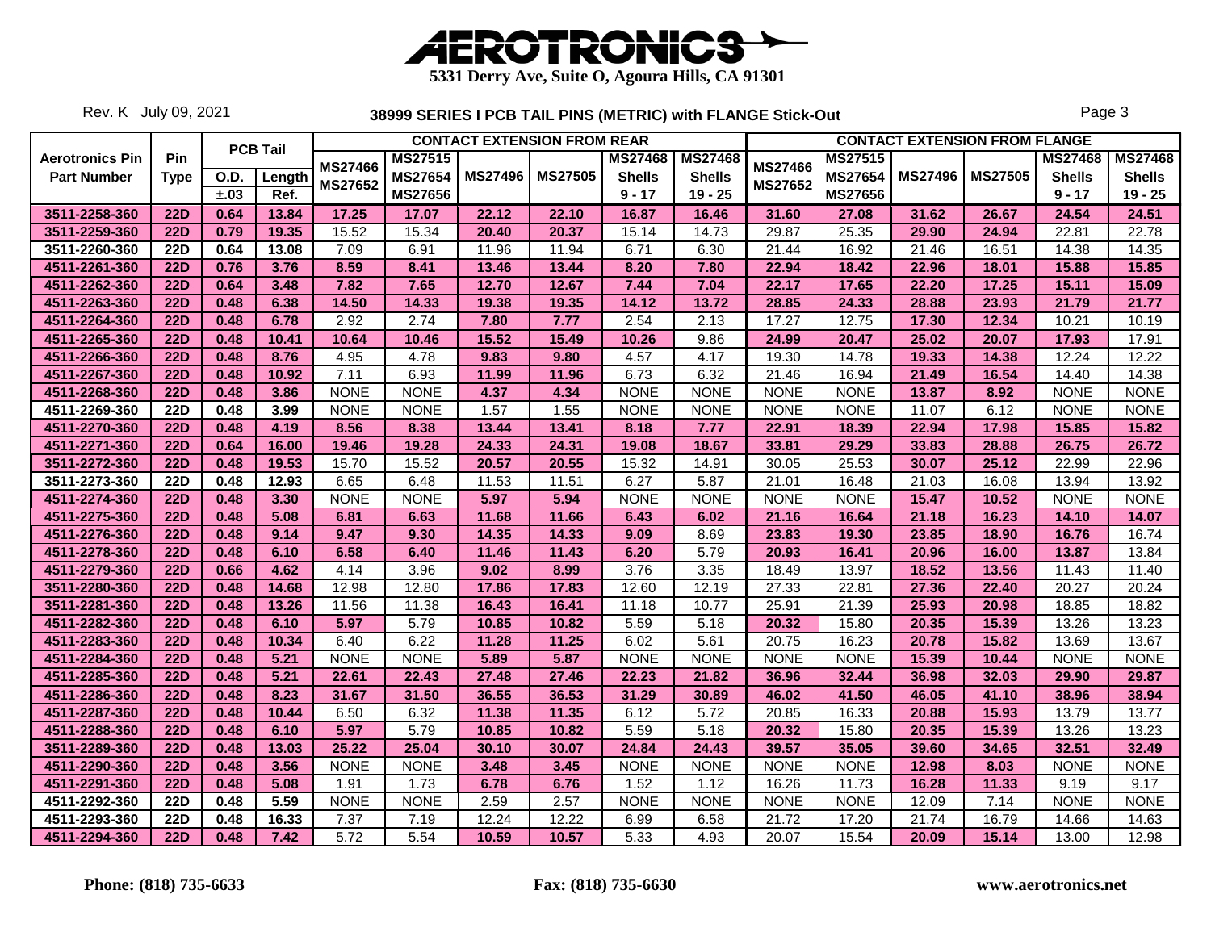# AEROTRONICS

5331 Derry Ave, Suite O, Agoura Hills, CA 91301

Rev. K July 09, 2021

## 38999 SERIES I PCB TAIL PINS (METRIC) with FLANGE Stick-Out

| Aerotronics Pin Part Number | Pin Type | PCB Tail O.D. ±.03 | PCB Tail Length Ref. | CONTACT EXTENSION FROM REAR MS27466 MS27652 | MS27515 MS27654 MS27656 | MS27496 | MS27505 | MS27468 Shells 9 - 17 | MS27468 Shells 19 - 25 | CONTACT EXTENSION FROM FLANGE MS27466 MS27652 | MS27515 MS27654 MS27656 | MS27496 | MS27505 | MS27468 Shells 9 - 17 | MS27468 Shells 19 - 25 |
|---|---|---|---|---|---|---|---|---|---|---|---|---|---|---|---|
| 3511-2258-360 | 22D | 0.64 | 13.84 | 17.25 | 17.07 | 22.12 | 22.10 | 16.87 | 16.46 | 31.60 | 27.08 | 31.62 | 26.67 | 24.54 | 24.51 |
| 3511-2259-360 | 22D | 0.79 | 19.35 | 15.52 | 15.34 | 20.40 | 20.37 | 15.14 | 14.73 | 29.87 | 25.35 | 29.90 | 24.94 | 22.81 | 22.78 |
| 3511-2260-360 | 22D | 0.64 | 13.08 | 7.09 | 6.91 | 11.96 | 11.94 | 6.71 | 6.30 | 21.44 | 16.92 | 21.46 | 16.51 | 14.38 | 14.35 |
| 4511-2261-360 | 22D | 0.76 | 3.76 | 8.59 | 8.41 | 13.46 | 13.44 | 8.20 | 7.80 | 22.94 | 18.42 | 22.96 | 18.01 | 15.88 | 15.85 |
| 4511-2262-360 | 22D | 0.64 | 3.48 | 7.82 | 7.65 | 12.70 | 12.67 | 7.44 | 7.04 | 22.17 | 17.65 | 22.20 | 17.25 | 15.11 | 15.09 |
| 4511-2263-360 | 22D | 0.48 | 6.38 | 14.50 | 14.33 | 19.38 | 19.35 | 14.12 | 13.72 | 28.85 | 24.33 | 28.88 | 23.93 | 21.79 | 21.77 |
| 4511-2264-360 | 22D | 0.48 | 6.78 | 2.92 | 2.74 | 7.80 | 7.77 | 2.54 | 2.13 | 17.27 | 12.75 | 17.30 | 12.34 | 10.21 | 10.19 |
| 4511-2265-360 | 22D | 0.48 | 10.41 | 10.64 | 10.46 | 15.52 | 15.49 | 10.26 | 9.86 | 24.99 | 20.47 | 25.02 | 20.07 | 17.93 | 17.91 |
| 4511-2266-360 | 22D | 0.48 | 8.76 | 4.95 | 4.78 | 9.83 | 9.80 | 4.57 | 4.17 | 19.30 | 14.78 | 19.33 | 14.38 | 12.24 | 12.22 |
| 4511-2267-360 | 22D | 0.48 | 10.92 | 7.11 | 6.93 | 11.99 | 11.96 | 6.73 | 6.32 | 21.46 | 16.94 | 21.49 | 16.54 | 14.40 | 14.38 |
| 4511-2268-360 | 22D | 0.48 | 3.86 | NONE | NONE | 4.37 | 4.34 | NONE | NONE | NONE | NONE | 13.87 | 8.92 | NONE | NONE |
| 4511-2269-360 | 22D | 0.48 | 3.99 | NONE | NONE | 1.57 | 1.55 | NONE | NONE | NONE | NONE | 11.07 | 6.12 | NONE | NONE |
| 4511-2270-360 | 22D | 0.48 | 4.19 | 8.56 | 8.38 | 13.44 | 13.41 | 8.18 | 7.77 | 22.91 | 18.39 | 22.94 | 17.98 | 15.85 | 15.82 |
| 4511-2271-360 | 22D | 0.64 | 16.00 | 19.46 | 19.28 | 24.33 | 24.31 | 19.08 | 18.67 | 33.81 | 29.29 | 33.83 | 28.88 | 26.75 | 26.72 |
| 3511-2272-360 | 22D | 0.48 | 19.53 | 15.70 | 15.52 | 20.57 | 20.55 | 15.32 | 14.91 | 30.05 | 25.53 | 30.07 | 25.12 | 22.99 | 22.96 |
| 3511-2273-360 | 22D | 0.48 | 12.93 | 6.65 | 6.48 | 11.53 | 11.51 | 6.27 | 5.87 | 21.01 | 16.48 | 21.03 | 16.08 | 13.94 | 13.92 |
| 4511-2274-360 | 22D | 0.48 | 3.30 | NONE | NONE | 5.97 | 5.94 | NONE | NONE | NONE | NONE | 15.47 | 10.52 | NONE | NONE |
| 4511-2275-360 | 22D | 0.48 | 5.08 | 6.81 | 6.63 | 11.68 | 11.66 | 6.43 | 6.02 | 21.16 | 16.64 | 21.18 | 16.23 | 14.10 | 14.07 |
| 4511-2276-360 | 22D | 0.48 | 9.14 | 9.47 | 9.30 | 14.35 | 14.33 | 9.09 | 8.69 | 23.83 | 19.30 | 23.85 | 18.90 | 16.76 | 16.74 |
| 4511-2278-360 | 22D | 0.48 | 6.10 | 6.58 | 6.40 | 11.46 | 11.43 | 6.20 | 5.79 | 20.93 | 16.41 | 20.96 | 16.00 | 13.87 | 13.84 |
| 4511-2279-360 | 22D | 0.66 | 4.62 | 4.14 | 3.96 | 9.02 | 8.99 | 3.76 | 3.35 | 18.49 | 13.97 | 18.52 | 13.56 | 11.43 | 11.40 |
| 3511-2280-360 | 22D | 0.48 | 14.68 | 12.98 | 12.80 | 17.86 | 17.83 | 12.60 | 12.19 | 27.33 | 22.81 | 27.36 | 22.40 | 20.27 | 20.24 |
| 3511-2281-360 | 22D | 0.48 | 13.26 | 11.56 | 11.38 | 16.43 | 16.41 | 11.18 | 10.77 | 25.91 | 21.39 | 25.93 | 20.98 | 18.85 | 18.82 |
| 4511-2282-360 | 22D | 0.48 | 6.10 | 5.97 | 5.79 | 10.85 | 10.82 | 5.59 | 5.18 | 20.32 | 15.80 | 20.35 | 15.39 | 13.26 | 13.23 |
| 4511-2283-360 | 22D | 0.48 | 10.34 | 6.40 | 6.22 | 11.28 | 11.25 | 6.02 | 5.61 | 20.75 | 16.23 | 20.78 | 15.82 | 13.69 | 13.67 |
| 4511-2284-360 | 22D | 0.48 | 5.21 | NONE | NONE | 5.89 | 5.87 | NONE | NONE | NONE | NONE | 15.39 | 10.44 | NONE | NONE |
| 4511-2285-360 | 22D | 0.48 | 5.21 | 22.61 | 22.43 | 27.48 | 27.46 | 22.23 | 21.82 | 36.96 | 32.44 | 36.98 | 32.03 | 29.90 | 29.87 |
| 4511-2286-360 | 22D | 0.48 | 8.23 | 31.67 | 31.50 | 36.55 | 36.53 | 31.29 | 30.89 | 46.02 | 41.50 | 46.05 | 41.10 | 38.96 | 38.94 |
| 4511-2287-360 | 22D | 0.48 | 10.44 | 6.50 | 6.32 | 11.38 | 11.35 | 6.12 | 5.72 | 20.85 | 16.33 | 20.88 | 15.93 | 13.79 | 13.77 |
| 4511-2288-360 | 22D | 0.48 | 6.10 | 5.97 | 5.79 | 10.85 | 10.82 | 5.59 | 5.18 | 20.32 | 15.80 | 20.35 | 15.39 | 13.26 | 13.23 |
| 3511-2289-360 | 22D | 0.48 | 13.03 | 25.22 | 25.04 | 30.10 | 30.07 | 24.84 | 24.43 | 39.57 | 35.05 | 39.60 | 34.65 | 32.51 | 32.49 |
| 4511-2290-360 | 22D | 0.48 | 3.56 | NONE | NONE | 3.48 | 3.45 | NONE | NONE | NONE | NONE | 12.98 | 8.03 | NONE | NONE |
| 4511-2291-360 | 22D | 0.48 | 5.08 | 1.91 | 1.73 | 6.78 | 6.76 | 1.52 | 1.12 | 16.26 | 11.73 | 16.28 | 11.33 | 9.19 | 9.17 |
| 4511-2292-360 | 22D | 0.48 | 5.59 | NONE | NONE | 2.59 | 2.57 | NONE | NONE | NONE | NONE | 12.09 | 7.14 | NONE | NONE |
| 4511-2293-360 | 22D | 0.48 | 16.33 | 7.37 | 7.19 | 12.24 | 12.22 | 6.99 | 6.58 | 21.72 | 17.20 | 21.74 | 16.79 | 14.66 | 14.63 |
| 4511-2294-360 | 22D | 0.48 | 7.42 | 5.72 | 5.54 | 10.59 | 10.57 | 5.33 | 4.93 | 20.07 | 15.54 | 20.09 | 15.14 | 13.00 | 12.98 |

Phone: (818) 735-6633 Fax: (818) 735-6630 www.aerotronics.net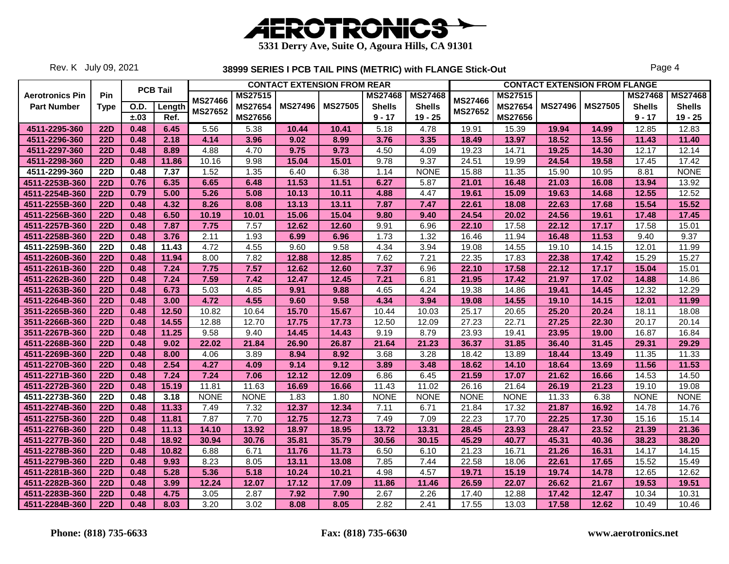# AEROTRONICS

5331 Derry Ave, Suite O, Agoura Hills, CA 91301

Rev. K July 09, 2021

## 38999 SERIES I PCB TAIL PINS (METRIC) with FLANGE Stick-Out

| Aerotronics Pin Part Number | Pin Type | PCB Tail O.D. ±.03 | PCB Tail Length Ref. | CONTACT EXTENSION FROM REAR MS27466 MS27652 | MS27515 MS27654 MS27656 | MS27496 | MS27505 | MS27468 Shells 9 - 17 | MS27468 Shells 19 - 25 | CONTACT EXTENSION FROM FLANGE MS27466 MS27652 | MS27515 MS27654 MS27656 | MS27496 | MS27505 | MS27468 Shells 9 - 17 | MS27468 Shells 19 - 25 |
|---|---|---|---|---|---|---|---|---|---|---|---|---|---|---|---|
| 4511-2295-360 | 22D | 0.48 | 6.45 | 5.56 | 5.38 | 10.44 | 10.41 | 5.18 | 4.78 | 19.91 | 15.39 | 19.94 | 14.99 | 12.85 | 12.83 |
| 4511-2296-360 | 22D | 0.48 | 2.18 | 4.14 | 3.96 | 9.02 | 8.99 | 3.76 | 3.35 | 18.49 | 13.97 | 18.52 | 13.56 | 11.43 | 11.40 |
| 4511-2297-360 | 22D | 0.48 | 8.89 | 4.88 | 4.70 | 9.75 | 9.73 | 4.50 | 4.09 | 19.23 | 14.71 | 19.25 | 14.30 | 12.17 | 12.14 |
| 4511-2298-360 | 22D | 0.48 | 11.86 | 10.16 | 9.98 | 15.04 | 15.01 | 9.78 | 9.37 | 24.51 | 19.99 | 24.54 | 19.58 | 17.45 | 17.42 |
| 4511-2299-360 | 22D | 0.48 | 7.37 | 1.52 | 1.35 | 6.40 | 6.38 | 1.14 | NONE | 15.88 | 11.35 | 15.90 | 10.95 | 8.81 | NONE |
| 4511-2253B-360 | 22D | 0.76 | 6.35 | 6.65 | 6.48 | 11.53 | 11.51 | 6.27 | 5.87 | 21.01 | 16.48 | 21.03 | 16.08 | 13.94 | 13.92 |
| 4511-2254B-360 | 22D | 0.79 | 5.00 | 5.26 | 5.08 | 10.13 | 10.11 | 4.88 | 4.47 | 19.61 | 15.09 | 19.63 | 14.68 | 12.55 | 12.52 |
| 4511-2255B-360 | 22D | 0.48 | 4.32 | 8.26 | 8.08 | 13.13 | 13.11 | 7.87 | 7.47 | 22.61 | 18.08 | 22.63 | 17.68 | 15.54 | 15.52 |
| 4511-2256B-360 | 22D | 0.48 | 6.50 | 10.19 | 10.01 | 15.06 | 15.04 | 9.80 | 9.40 | 24.54 | 20.02 | 24.56 | 19.61 | 17.48 | 17.45 |
| 4511-2257B-360 | 22D | 0.48 | 7.87 | 7.75 | 7.57 | 12.62 | 12.60 | 9.91 | 6.96 | 22.10 | 17.58 | 22.12 | 17.17 | 17.58 | 15.01 |
| 4511-2258B-360 | 22D | 0.48 | 3.76 | 2.11 | 1.93 | 6.99 | 6.96 | 1.73 | 1.32 | 16.46 | 11.94 | 16.48 | 11.53 | 9.40 | 9.37 |
| 4511-2259B-360 | 22D | 0.48 | 11.43 | 4.72 | 4.55 | 9.60 | 9.58 | 4.34 | 3.94 | 19.08 | 14.55 | 19.10 | 14.15 | 12.01 | 11.99 |
| 4511-2260B-360 | 22D | 0.48 | 11.94 | 8.00 | 7.82 | 12.88 | 12.85 | 7.62 | 7.21 | 22.35 | 17.83 | 22.38 | 17.42 | 15.29 | 15.27 |
| 4511-2261B-360 | 22D | 0.48 | 7.24 | 7.75 | 7.57 | 12.62 | 12.60 | 7.37 | 6.96 | 22.10 | 17.58 | 22.12 | 17.17 | 15.04 | 15.01 |
| 4511-2262B-360 | 22D | 0.48 | 7.24 | 7.59 | 7.42 | 12.47 | 12.45 | 7.21 | 6.81 | 21.95 | 17.42 | 21.97 | 17.02 | 14.88 | 14.86 |
| 4511-2263B-360 | 22D | 0.48 | 6.73 | 5.03 | 4.85 | 9.91 | 9.88 | 4.65 | 4.24 | 19.38 | 14.86 | 19.41 | 14.45 | 12.32 | 12.29 |
| 4511-2264B-360 | 22D | 0.48 | 3.00 | 4.72 | 4.55 | 9.60 | 9.58 | 4.34 | 3.94 | 19.08 | 14.55 | 19.10 | 14.15 | 12.01 | 11.99 |
| 3511-2265B-360 | 22D | 0.48 | 12.50 | 10.82 | 10.64 | 15.70 | 15.67 | 10.44 | 10.03 | 25.17 | 20.65 | 25.20 | 20.24 | 18.11 | 18.08 |
| 3511-2266B-360 | 22D | 0.48 | 14.55 | 12.88 | 12.70 | 17.75 | 17.73 | 12.50 | 12.09 | 27.23 | 22.71 | 27.25 | 22.30 | 20.17 | 20.14 |
| 3511-2267B-360 | 22D | 0.48 | 11.25 | 9.58 | 9.40 | 14.45 | 14.43 | 9.19 | 8.79 | 23.93 | 19.41 | 23.95 | 19.00 | 16.87 | 16.84 |
| 4511-2268B-360 | 22D | 0.48 | 9.02 | 22.02 | 21.84 | 26.90 | 26.87 | 21.64 | 21.23 | 36.37 | 31.85 | 36.40 | 31.45 | 29.31 | 29.29 |
| 4511-2269B-360 | 22D | 0.48 | 8.00 | 4.06 | 3.89 | 8.94 | 8.92 | 3.68 | 3.28 | 18.42 | 13.89 | 18.44 | 13.49 | 11.35 | 11.33 |
| 4511-2270B-360 | 22D | 0.48 | 2.54 | 4.27 | 4.09 | 9.14 | 9.12 | 3.89 | 3.48 | 18.62 | 14.10 | 18.64 | 13.69 | 11.56 | 11.53 |
| 4511-2271B-360 | 22D | 0.48 | 7.24 | 7.24 | 7.06 | 12.12 | 12.09 | 6.86 | 6.45 | 21.59 | 17.07 | 21.62 | 16.66 | 14.53 | 14.50 |
| 4511-2272B-360 | 22D | 0.48 | 15.19 | 11.81 | 11.63 | 16.69 | 16.66 | 11.43 | 11.02 | 26.16 | 21.64 | 26.19 | 21.23 | 19.10 | 19.08 |
| 4511-2273B-360 | 22D | 0.48 | 3.18 | NONE | NONE | 1.83 | 1.80 | NONE | NONE | NONE | NONE | 11.33 | 6.38 | NONE | NONE |
| 4511-2274B-360 | 22D | 0.48 | 11.33 | 7.49 | 7.32 | 12.37 | 12.34 | 7.11 | 6.71 | 21.84 | 17.32 | 21.87 | 16.92 | 14.78 | 14.76 |
| 4511-2275B-360 | 22D | 0.48 | 11.81 | 7.87 | 7.70 | 12.75 | 12.73 | 7.49 | 7.09 | 22.23 | 17.70 | 22.25 | 17.30 | 15.16 | 15.14 |
| 4511-2276B-360 | 22D | 0.48 | 11.13 | 14.10 | 13.92 | 18.97 | 18.95 | 13.72 | 13.31 | 28.45 | 23.93 | 28.47 | 23.52 | 21.39 | 21.36 |
| 4511-2277B-360 | 22D | 0.48 | 18.92 | 30.94 | 30.76 | 35.81 | 35.79 | 30.56 | 30.15 | 45.29 | 40.77 | 45.31 | 40.36 | 38.23 | 38.20 |
| 4511-2278B-360 | 22D | 0.48 | 10.82 | 6.88 | 6.71 | 11.76 | 11.73 | 6.50 | 6.10 | 21.23 | 16.71 | 21.26 | 16.31 | 14.17 | 14.15 |
| 4511-2279B-360 | 22D | 0.48 | 9.93 | 8.23 | 8.05 | 13.11 | 13.08 | 7.85 | 7.44 | 22.58 | 18.06 | 22.61 | 17.65 | 15.52 | 15.49 |
| 4511-2281B-360 | 22D | 0.48 | 5.28 | 5.36 | 5.18 | 10.24 | 10.21 | 4.98 | 4.57 | 19.71 | 15.19 | 19.74 | 14.78 | 12.65 | 12.62 |
| 4511-2282B-360 | 22D | 0.48 | 3.99 | 12.24 | 12.07 | 17.12 | 17.09 | 11.86 | 11.46 | 26.59 | 22.07 | 26.62 | 21.67 | 19.53 | 19.51 |
| 4511-2283B-360 | 22D | 0.48 | 4.75 | 3.05 | 2.87 | 7.92 | 7.90 | 2.67 | 2.26 | 17.40 | 12.88 | 17.42 | 12.47 | 10.34 | 10.31 |
| 4511-2284B-360 | 22D | 0.48 | 8.03 | 3.20 | 3.02 | 8.08 | 8.05 | 2.82 | 2.41 | 17.55 | 13.03 | 17.58 | 12.62 | 10.49 | 10.46 |

Phone: (818) 735-6633 Fax: (818) 735-6630 www.aerotronics.net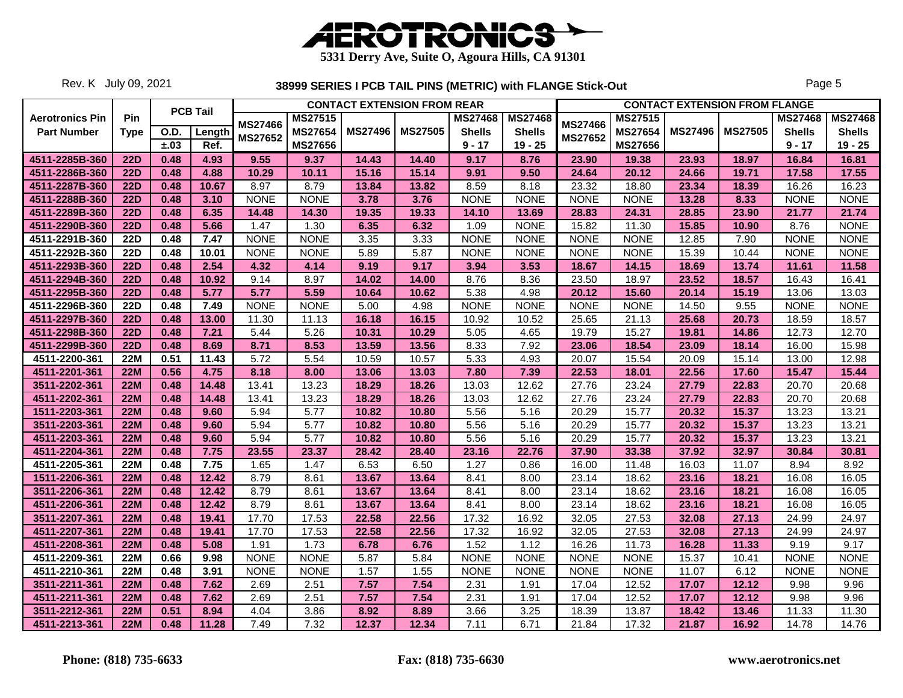# AEROTRONICS

5331 Derry Ave, Suite O, Agoura Hills, CA 91301

Rev. K July 09, 2021

## 38999 SERIES I PCB TAIL PINS (METRIC) with FLANGE Stick-Out

| Aerotronics Pin Part Number | Pin Type | PCB Tail O.D. ±.03 | PCB Tail Length Ref. | CONTACT EXTENSION FROM REAR MS27466 MS27652 | MS27515 MS27654 MS27656 | MS27496 | MS27505 | MS27468 Shells 9 - 17 | MS27468 Shells 19 - 25 | CONTACT EXTENSION FROM FLANGE MS27466 MS27652 | MS27515 MS27654 MS27656 | MS27496 | MS27505 | MS27468 Shells 9 - 17 | MS27468 Shells 19 - 25 |
|---|---|---|---|---|---|---|---|---|---|---|---|---|---|---|---|
| 4511-2285B-360 | 22D | 0.48 | 4.93 | 9.55 | 9.37 | 14.43 | 14.40 | 9.17 | 8.76 | 23.90 | 19.38 | 23.93 | 18.97 | 16.84 | 16.81 |
| 4511-2286B-360 | 22D | 0.48 | 4.88 | 10.29 | 10.11 | 15.16 | 15.14 | 9.91 | 9.50 | 24.64 | 20.12 | 24.66 | 19.71 | 17.58 | 17.55 |
| 4511-2287B-360 | 22D | 0.48 | 10.67 | 8.97 | 8.79 | 13.84 | 13.82 | 8.59 | 8.18 | 23.32 | 18.80 | 23.34 | 18.39 | 16.26 | 16.23 |
| 4511-2288B-360 | 22D | 0.48 | 3.10 | NONE | NONE | 3.78 | 3.76 | NONE | NONE | NONE | NONE | 13.28 | 8.33 | NONE | NONE |
| 4511-2289B-360 | 22D | 0.48 | 6.35 | 14.48 | 14.30 | 19.35 | 19.33 | 14.10 | 13.69 | 28.83 | 24.31 | 28.85 | 23.90 | 21.77 | 21.74 |
| 4511-2290B-360 | 22D | 0.48 | 5.66 | 1.47 | 1.30 | 6.35 | 6.32 | 1.09 | NONE | 15.82 | 11.30 | 15.85 | 10.90 | 8.76 | NONE |
| 4511-2291B-360 | 22D | 0.48 | 7.47 | NONE | NONE | 3.35 | 3.33 | NONE | NONE | NONE | NONE | 12.85 | 7.90 | NONE | NONE |
| 4511-2292B-360 | 22D | 0.48 | 10.01 | NONE | NONE | 5.89 | 5.87 | NONE | NONE | NONE | NONE | 15.39 | 10.44 | NONE | NONE |
| 4511-2293B-360 | 22D | 0.48 | 2.54 | 4.32 | 4.14 | 9.19 | 9.17 | 3.94 | 3.53 | 18.67 | 14.15 | 18.69 | 13.74 | 11.61 | 11.58 |
| 4511-2294B-360 | 22D | 0.48 | 10.92 | 9.14 | 8.97 | 14.02 | 14.00 | 8.76 | 8.36 | 23.50 | 18.97 | 23.52 | 18.57 | 16.43 | 16.41 |
| 4511-2295B-360 | 22D | 0.48 | 5.77 | 5.77 | 5.59 | 10.64 | 10.62 | 5.38 | 4.98 | 20.12 | 15.60 | 20.14 | 15.19 | 13.06 | 13.03 |
| 4511-2296B-360 | 22D | 0.48 | 7.49 | NONE | NONE | 5.00 | 4.98 | NONE | NONE | NONE | NONE | 14.50 | 9.55 | NONE | NONE |
| 4511-2297B-360 | 22D | 0.48 | 13.00 | 11.30 | 11.13 | 16.18 | 16.15 | 10.92 | 10.52 | 25.65 | 21.13 | 25.68 | 20.73 | 18.59 | 18.57 |
| 4511-2298B-360 | 22D | 0.48 | 7.21 | 5.44 | 5.26 | 10.31 | 10.29 | 5.05 | 4.65 | 19.79 | 15.27 | 19.81 | 14.86 | 12.73 | 12.70 |
| 4511-2299B-360 | 22D | 0.48 | 8.69 | 8.71 | 8.53 | 13.59 | 13.56 | 8.33 | 7.92 | 23.06 | 18.54 | 23.09 | 18.14 | 16.00 | 15.98 |
| 4511-2200-361 | 22M | 0.51 | 11.43 | 5.72 | 5.54 | 10.59 | 10.57 | 5.33 | 4.93 | 20.07 | 15.54 | 20.09 | 15.14 | 13.00 | 12.98 |
| 4511-2201-361 | 22M | 0.56 | 4.75 | 8.18 | 8.00 | 13.06 | 13.03 | 7.80 | 7.39 | 22.53 | 18.01 | 22.56 | 17.60 | 15.47 | 15.44 |
| 3511-2202-361 | 22M | 0.48 | 14.48 | 13.41 | 13.23 | 18.29 | 18.26 | 13.03 | 12.62 | 27.76 | 23.24 | 27.79 | 22.83 | 20.70 | 20.68 |
| 4511-2202-361 | 22M | 0.48 | 14.48 | 13.41 | 13.23 | 18.29 | 18.26 | 13.03 | 12.62 | 27.76 | 23.24 | 27.79 | 22.83 | 20.70 | 20.68 |
| 1511-2203-361 | 22M | 0.48 | 9.60 | 5.94 | 5.77 | 10.82 | 10.80 | 5.56 | 5.16 | 20.29 | 15.77 | 20.32 | 15.37 | 13.23 | 13.21 |
| 3511-2203-361 | 22M | 0.48 | 9.60 | 5.94 | 5.77 | 10.82 | 10.80 | 5.56 | 5.16 | 20.29 | 15.77 | 20.32 | 15.37 | 13.23 | 13.21 |
| 4511-2203-361 | 22M | 0.48 | 9.60 | 5.94 | 5.77 | 10.82 | 10.80 | 5.56 | 5.16 | 20.29 | 15.77 | 20.32 | 15.37 | 13.23 | 13.21 |
| 4511-2204-361 | 22M | 0.48 | 7.75 | 23.55 | 23.37 | 28.42 | 28.40 | 23.16 | 22.76 | 37.90 | 33.38 | 37.92 | 32.97 | 30.84 | 30.81 |
| 4511-2205-361 | 22M | 0.48 | 7.75 | 1.65 | 1.47 | 6.53 | 6.50 | 1.27 | 0.86 | 16.00 | 11.48 | 16.03 | 11.07 | 8.94 | 8.92 |
| 1511-2206-361 | 22M | 0.48 | 12.42 | 8.79 | 8.61 | 13.67 | 13.64 | 8.41 | 8.00 | 23.14 | 18.62 | 23.16 | 18.21 | 16.08 | 16.05 |
| 3511-2206-361 | 22M | 0.48 | 12.42 | 8.79 | 8.61 | 13.67 | 13.64 | 8.41 | 8.00 | 23.14 | 18.62 | 23.16 | 18.21 | 16.08 | 16.05 |
| 4511-2206-361 | 22M | 0.48 | 12.42 | 8.79 | 8.61 | 13.67 | 13.64 | 8.41 | 8.00 | 23.14 | 18.62 | 23.16 | 18.21 | 16.08 | 16.05 |
| 3511-2207-361 | 22M | 0.48 | 19.41 | 17.70 | 17.53 | 22.58 | 22.56 | 17.32 | 16.92 | 32.05 | 27.53 | 32.08 | 27.13 | 24.99 | 24.97 |
| 4511-2207-361 | 22M | 0.48 | 19.41 | 17.70 | 17.53 | 22.58 | 22.56 | 17.32 | 16.92 | 32.05 | 27.53 | 32.08 | 27.13 | 24.99 | 24.97 |
| 4511-2208-361 | 22M | 0.48 | 5.08 | 1.91 | 1.73 | 6.78 | 6.76 | 1.52 | 1.12 | 16.26 | 11.73 | 16.28 | 11.33 | 9.19 | 9.17 |
| 4511-2209-361 | 22M | 0.66 | 9.98 | NONE | NONE | 5.87 | 5.84 | NONE | NONE | NONE | NONE | 15.37 | 10.41 | NONE | NONE |
| 4511-2210-361 | 22M | 0.48 | 3.91 | NONE | NONE | 1.57 | 1.55 | NONE | NONE | NONE | NONE | 11.07 | 6.12 | NONE | NONE |
| 3511-2211-361 | 22M | 0.48 | 7.62 | 2.69 | 2.51 | 7.57 | 7.54 | 2.31 | 1.91 | 17.04 | 12.52 | 17.07 | 12.12 | 9.98 | 9.96 |
| 4511-2211-361 | 22M | 0.48 | 7.62 | 2.69 | 2.51 | 7.57 | 7.54 | 2.31 | 1.91 | 17.04 | 12.52 | 17.07 | 12.12 | 9.98 | 9.96 |
| 3511-2212-361 | 22M | 0.51 | 8.94 | 4.04 | 3.86 | 8.92 | 8.89 | 3.66 | 3.25 | 18.39 | 13.87 | 18.42 | 13.46 | 11.33 | 11.30 |
| 4511-2213-361 | 22M | 0.48 | 11.28 | 7.49 | 7.32 | 12.37 | 12.34 | 7.11 | 6.71 | 21.84 | 17.32 | 21.87 | 16.92 | 14.78 | 14.76 |

Phone: (818) 735-6633 Fax: (818) 735-6630 www.aerotronics.net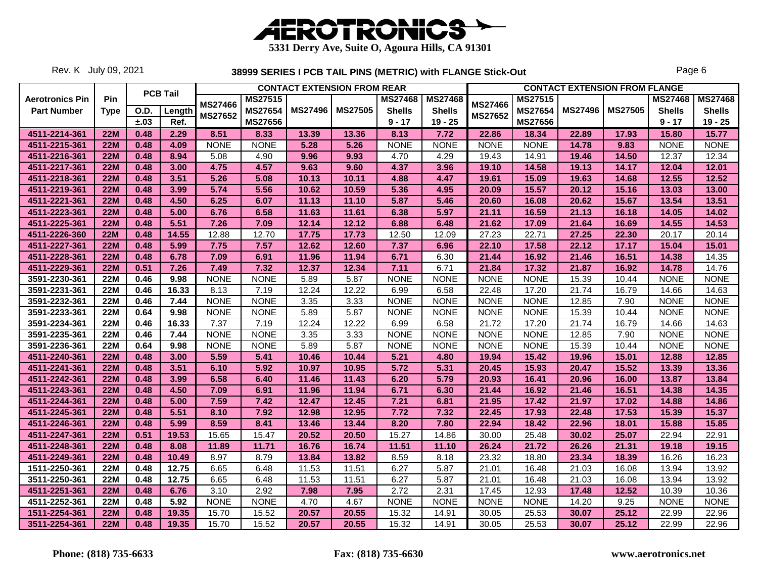# AEROTRONICS

**5331 Derry Ave, Suite O, Agoura Hills, CA 91301**

Rev. K July 09, 2021

**38999 SERIES I PCB TAIL PINS (METRIC) with FLANGE Stick-Out**

| Aerotronics Pin Part Number | Pin Type | PCB Tail O.D. ±.03 | PCB Tail Length Ref. | CONTACT EXTENSION FROM REAR MS27466 MS27652 | MS27515 MS27654 MS27656 | MS27496 | MS27505 | MS27468 Shells 9 - 17 | MS27468 Shells 19 - 25 | CONTACT EXTENSION FROM FLANGE MS27466 MS27652 | MS27515 MS27654 MS27656 | MS27496 | MS27505 | MS27468 Shells 9 - 17 | MS27468 Shells 19 - 25 |
|---|---|---|---|---|---|---|---|---|---|---|---|---|---|---|---|
| 4511-2214-361 | 22M | 0.48 | 2.29 | 8.51 | 8.33 | 13.39 | 13.36 | 8.13 | 7.72 | 22.86 | 18.34 | 22.89 | 17.93 | 15.80 | 15.77 |
| 4511-2215-361 | 22M | 0.48 | 4.09 | NONE | NONE | 5.28 | 5.26 | NONE | NONE | NONE | NONE | 14.78 | 9.83 | NONE | NONE |
| 4511-2216-361 | 22M | 0.48 | 8.94 | 5.08 | 4.90 | 9.96 | 9.93 | 4.70 | 4.29 | 19.43 | 14.91 | 19.46 | 14.50 | 12.37 | 12.34 |
| 4511-2217-361 | 22M | 0.48 | 3.00 | 4.75 | 4.57 | 9.63 | 9.60 | 4.37 | 3.96 | 19.10 | 14.58 | 19.13 | 14.17 | 12.04 | 12.01 |
| 4511-2218-361 | 22M | 0.48 | 3.51 | 5.26 | 5.08 | 10.13 | 10.11 | 4.88 | 4.47 | 19.61 | 15.09 | 19.63 | 14.68 | 12.55 | 12.52 |
| 4511-2219-361 | 22M | 0.48 | 3.99 | 5.74 | 5.56 | 10.62 | 10.59 | 5.36 | 4.95 | 20.09 | 15.57 | 20.12 | 15.16 | 13.03 | 13.00 |
| 4511-2221-361 | 22M | 0.48 | 4.50 | 6.25 | 6.07 | 11.13 | 11.10 | 5.87 | 5.46 | 20.60 | 16.08 | 20.62 | 15.67 | 13.54 | 13.51 |
| 4511-2223-361 | 22M | 0.48 | 5.00 | 6.76 | 6.58 | 11.63 | 11.61 | 6.38 | 5.97 | 21.11 | 16.59 | 21.13 | 16.18 | 14.05 | 14.02 |
| 4511-2225-361 | 22M | 0.48 | 5.51 | 7.26 | 7.09 | 12.14 | 12.12 | 6.88 | 6.48 | 21.62 | 17.09 | 21.64 | 16.69 | 14.55 | 14.53 |
| 4511-2226-360 | 22M | 0.48 | 14.55 | 12.88 | 12.70 | 17.75 | 17.73 | 12.50 | 12.09 | 27.23 | 22.71 | 27.25 | 22.30 | 20.17 | 20.14 |
| 4511-2227-361 | 22M | 0.48 | 5.99 | 7.75 | 7.57 | 12.62 | 12.60 | 7.37 | 6.96 | 22.10 | 17.58 | 22.12 | 17.17 | 15.04 | 15.01 |
| 4511-2228-361 | 22M | 0.48 | 6.78 | 7.09 | 6.91 | 11.96 | 11.94 | 6.71 | 6.30 | 21.44 | 16.92 | 21.46 | 16.51 | 14.38 | 14.35 |
| 4511-2229-361 | 22M | 0.51 | 7.26 | 7.49 | 7.32 | 12.37 | 12.34 | 7.11 | 6.71 | 21.84 | 17.32 | 21.87 | 16.92 | 14.78 | 14.76 |
| 3591-2230-361 | 22M | 0.46 | 9.98 | NONE | NONE | 5.89 | 5.87 | NONE | NONE | NONE | NONE | 15.39 | 10.44 | NONE | NONE |
| 3591-2231-361 | 22M | 0.46 | 16.33 | 8.13 | 7.19 | 12.24 | 12.22 | 6.99 | 6.58 | 22.48 | 17.20 | 21.74 | 16.79 | 14.66 | 14.63 |
| 3591-2232-361 | 22M | 0.46 | 7.44 | NONE | NONE | 3.35 | 3.33 | NONE | NONE | NONE | NONE | 12.85 | 7.90 | NONE | NONE |
| 3591-2233-361 | 22M | 0.64 | 9.98 | NONE | NONE | 5.89 | 5.87 | NONE | NONE | NONE | NONE | 15.39 | 10.44 | NONE | NONE |
| 3591-2234-361 | 22M | 0.46 | 16.33 | 7.37 | 7.19 | 12.24 | 12.22 | 6.99 | 6.58 | 21.72 | 17.20 | 21.74 | 16.79 | 14.66 | 14.63 |
| 3591-2235-361 | 22M | 0.46 | 7.44 | NONE | NONE | 3.35 | 3.33 | NONE | NONE | NONE | NONE | 12.85 | 7.90 | NONE | NONE |
| 3591-2236-361 | 22M | 0.64 | 9.98 | NONE | NONE | 5.89 | 5.87 | NONE | NONE | NONE | NONE | 15.39 | 10.44 | NONE | NONE |
| 4511-2240-361 | 22M | 0.48 | 3.00 | 5.59 | 5.41 | 10.46 | 10.44 | 5.21 | 4.80 | 19.94 | 15.42 | 19.96 | 15.01 | 12.88 | 12.85 |
| 4511-2241-361 | 22M | 0.48 | 3.51 | 6.10 | 5.92 | 10.97 | 10.95 | 5.72 | 5.31 | 20.45 | 15.93 | 20.47 | 15.52 | 13.39 | 13.36 |
| 4511-2242-361 | 22M | 0.48 | 3.99 | 6.58 | 6.40 | 11.46 | 11.43 | 6.20 | 5.79 | 20.93 | 16.41 | 20.96 | 16.00 | 13.87 | 13.84 |
| 4511-2243-361 | 22M | 0.48 | 4.50 | 7.09 | 6.91 | 11.96 | 11.94 | 6.71 | 6.30 | 21.44 | 16.92 | 21.46 | 16.51 | 14.38 | 14.35 |
| 4511-2244-361 | 22M | 0.48 | 5.00 | 7.59 | 7.42 | 12.47 | 12.45 | 7.21 | 6.81 | 21.95 | 17.42 | 21.97 | 17.02 | 14.88 | 14.86 |
| 4511-2245-361 | 22M | 0.48 | 5.51 | 8.10 | 7.92 | 12.98 | 12.95 | 7.72 | 7.32 | 22.45 | 17.93 | 22.48 | 17.53 | 15.39 | 15.37 |
| 4511-2246-361 | 22M | 0.48 | 5.99 | 8.59 | 8.41 | 13.46 | 13.44 | 8.20 | 7.80 | 22.94 | 18.42 | 22.96 | 18.01 | 15.88 | 15.85 |
| 4511-2247-361 | 22M | 0.51 | 19.53 | 15.65 | 15.47 | 20.52 | 20.50 | 15.27 | 14.86 | 30.00 | 25.48 | 30.02 | 25.07 | 22.94 | 22.91 |
| 4511-2248-361 | 22M | 0.48 | 8.08 | 11.89 | 11.71 | 16.76 | 16.74 | 11.51 | 11.10 | 26.24 | 21.72 | 26.26 | 21.31 | 19.18 | 19.15 |
| 4511-2249-361 | 22M | 0.48 | 10.49 | 8.97 | 8.79 | 13.84 | 13.82 | 8.59 | 8.18 | 23.32 | 18.80 | 23.34 | 18.39 | 16.26 | 16.23 |
| 1511-2250-361 | 22M | 0.48 | 12.75 | 6.65 | 6.48 | 11.53 | 11.51 | 6.27 | 5.87 | 21.01 | 16.48 | 21.03 | 16.08 | 13.94 | 13.92 |
| 3511-2250-361 | 22M | 0.48 | 12.75 | 6.65 | 6.48 | 11.53 | 11.51 | 6.27 | 5.87 | 21.01 | 16.48 | 21.03 | 16.08 | 13.94 | 13.92 |
| 4511-2251-361 | 22M | 0.48 | 6.76 | 3.10 | 2.92 | 7.98 | 7.95 | 2.72 | 2.31 | 17.45 | 12.93 | 17.48 | 12.52 | 10.39 | 10.36 |
| 4511-2252-361 | 22M | 0.48 | 5.92 | NONE | NONE | 4.70 | 4.67 | NONE | NONE | NONE | NONE | 14.20 | 9.25 | NONE | NONE |
| 1511-2254-361 | 22M | 0.48 | 19.35 | 15.70 | 15.52 | 20.57 | 20.55 | 15.32 | 14.91 | 30.05 | 25.53 | 30.07 | 25.12 | 22.99 | 22.96 |
| 3511-2254-361 | 22M | 0.48 | 19.35 | 15.70 | 15.52 | 20.57 | 20.55 | 15.32 | 14.91 | 30.05 | 25.53 | 30.07 | 25.12 | 22.99 | 22.96 |

**Phone: (818) 735-6633** **Fax: (818) 735-6630** **www.aerotronics.net**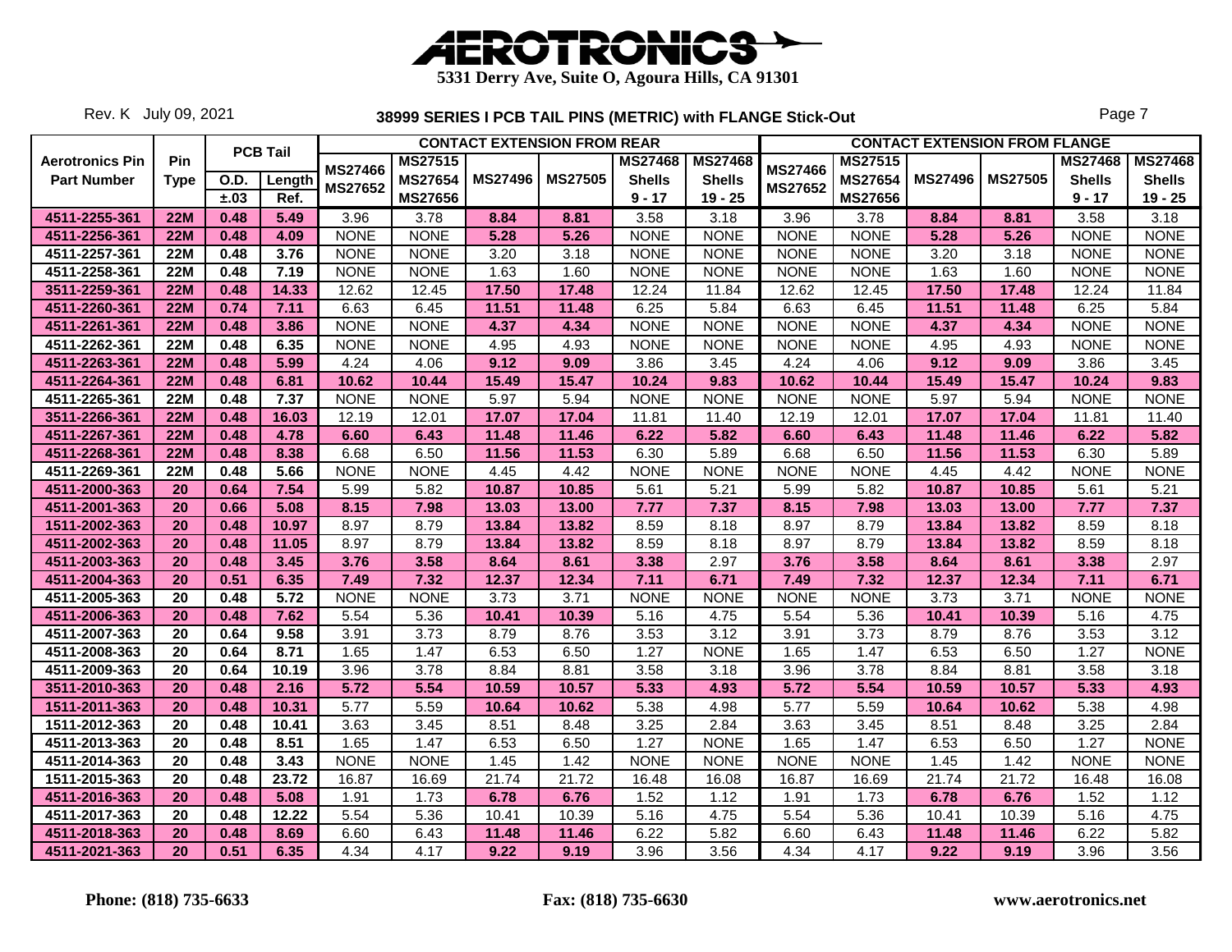# AEROTRONICS

5331 Derry Ave, Suite O, Agoura Hills, CA 91301

Rev. K July 09, 2021

**38999 SERIES I PCB TAIL PINS (METRIC) with FLANGE Stick-Out**

| Aerotronics Pin Part Number | Pin Type | PCB Tail O.D. ±.03 | PCB Tail Length Ref. | CONTACT EXTENSION FROM REAR MS27466 MS27652 | MS27515 MS27654 MS27656 | MS27496 | MS27505 | MS27468 Shells 9 - 17 | MS27468 Shells 19 - 25 | CONTACT EXTENSION FROM FLANGE MS27466 MS27652 | MS27515 MS27654 MS27656 | MS27496 | MS27505 | MS27468 Shells 9 - 17 | MS27468 Shells 19 - 25 |
|---|---|---|---|---|---|---|---|---|---|---|---|---|---|---|---|
| 4511-2255-361 | 22M | 0.48 | 5.49 | 3.96 | 3.78 | 8.84 | 8.81 | 3.58 | 3.18 | 3.96 | 3.78 | 8.84 | 8.81 | 3.58 | 3.18 |
| 4511-2256-361 | 22M | 0.48 | 4.09 | NONE | NONE | 5.28 | 5.26 | NONE | NONE | NONE | NONE | 5.28 | 5.26 | NONE | NONE |
| 4511-2257-361 | 22M | 0.48 | 3.76 | NONE | NONE | 3.20 | 3.18 | NONE | NONE | NONE | NONE | 3.20 | 3.18 | NONE | NONE |
| 4511-2258-361 | 22M | 0.48 | 7.19 | NONE | NONE | 1.63 | 1.60 | NONE | NONE | NONE | NONE | 1.63 | 1.60 | NONE | NONE |
| 3511-2259-361 | 22M | 0.48 | 14.33 | 12.62 | 12.45 | 17.50 | 17.48 | 12.24 | 11.84 | 12.62 | 12.45 | 17.50 | 17.48 | 12.24 | 11.84 |
| 4511-2260-361 | 22M | 0.74 | 7.11 | 6.63 | 6.45 | 11.51 | 11.48 | 6.25 | 5.84 | 6.63 | 6.45 | 11.51 | 11.48 | 6.25 | 5.84 |
| 4511-2261-361 | 22M | 0.48 | 3.86 | NONE | NONE | 4.37 | 4.34 | NONE | NONE | NONE | NONE | 4.37 | 4.34 | NONE | NONE |
| 4511-2262-361 | 22M | 0.48 | 6.35 | NONE | NONE | 4.95 | 4.93 | NONE | NONE | NONE | NONE | 4.95 | 4.93 | NONE | NONE |
| 4511-2263-361 | 22M | 0.48 | 5.99 | 4.24 | 4.06 | 9.12 | 9.09 | 3.86 | 3.45 | 4.24 | 4.06 | 9.12 | 9.09 | 3.86 | 3.45 |
| 4511-2264-361 | 22M | 0.48 | 6.81 | 10.62 | 10.44 | 15.49 | 15.47 | 10.24 | 9.83 | 10.62 | 10.44 | 15.49 | 15.47 | 10.24 | 9.83 |
| 4511-2265-361 | 22M | 0.48 | 7.37 | NONE | NONE | 5.97 | 5.94 | NONE | NONE | NONE | NONE | 5.97 | 5.94 | NONE | NONE |
| 3511-2266-361 | 22M | 0.48 | 16.03 | 12.19 | 12.01 | 17.07 | 17.04 | 11.81 | 11.40 | 12.19 | 12.01 | 17.07 | 17.04 | 11.81 | 11.40 |
| 4511-2267-361 | 22M | 0.48 | 4.78 | 6.60 | 6.43 | 11.48 | 11.46 | 6.22 | 5.82 | 6.60 | 6.43 | 11.48 | 11.46 | 6.22 | 5.82 |
| 4511-2268-361 | 22M | 0.48 | 8.38 | 6.68 | 6.50 | 11.56 | 11.53 | 6.30 | 5.89 | 6.68 | 6.50 | 11.56 | 11.53 | 6.30 | 5.89 |
| 4511-2269-361 | 22M | 0.48 | 5.66 | NONE | NONE | 4.45 | 4.42 | NONE | NONE | NONE | NONE | 4.45 | 4.42 | NONE | NONE |
| 4511-2000-363 | 20 | 0.64 | 7.54 | 5.99 | 5.82 | 10.87 | 10.85 | 5.61 | 5.21 | 5.99 | 5.82 | 10.87 | 10.85 | 5.61 | 5.21 |
| 4511-2001-363 | 20 | 0.66 | 5.08 | 8.15 | 7.98 | 13.03 | 13.00 | 7.77 | 7.37 | 8.15 | 7.98 | 13.03 | 13.00 | 7.77 | 7.37 |
| 1511-2002-363 | 20 | 0.48 | 10.97 | 8.97 | 8.79 | 13.84 | 13.82 | 8.59 | 8.18 | 8.97 | 8.79 | 13.84 | 13.82 | 8.59 | 8.18 |
| 4511-2002-363 | 20 | 0.48 | 11.05 | 8.97 | 8.79 | 13.84 | 13.82 | 8.59 | 8.18 | 8.97 | 8.79 | 13.84 | 13.82 | 8.59 | 8.18 |
| 4511-2003-363 | 20 | 0.48 | 3.45 | 3.76 | 3.58 | 8.64 | 8.61 | 3.38 | 2.97 | 3.76 | 3.58 | 8.64 | 8.61 | 3.38 | 2.97 |
| 4511-2004-363 | 20 | 0.51 | 6.35 | 7.49 | 7.32 | 12.37 | 12.34 | 7.11 | 6.71 | 7.49 | 7.32 | 12.37 | 12.34 | 7.11 | 6.71 |
| 4511-2005-363 | 20 | 0.48 | 5.72 | NONE | NONE | 3.73 | 3.71 | NONE | NONE | NONE | NONE | 3.73 | 3.71 | NONE | NONE |
| 4511-2006-363 | 20 | 0.48 | 7.62 | 5.54 | 5.36 | 10.41 | 10.39 | 5.16 | 4.75 | 5.54 | 5.36 | 10.41 | 10.39 | 5.16 | 4.75 |
| 4511-2007-363 | 20 | 0.64 | 9.58 | 3.91 | 3.73 | 8.79 | 8.76 | 3.53 | 3.12 | 3.91 | 3.73 | 8.79 | 8.76 | 3.53 | 3.12 |
| 4511-2008-363 | 20 | 0.64 | 8.71 | 1.65 | 1.47 | 6.53 | 6.50 | 1.27 | NONE | 1.65 | 1.47 | 6.53 | 6.50 | 1.27 | NONE |
| 4511-2009-363 | 20 | 0.64 | 10.19 | 3.96 | 3.78 | 8.84 | 8.81 | 3.58 | 3.18 | 3.96 | 3.78 | 8.84 | 8.81 | 3.58 | 3.18 |
| 3511-2010-363 | 20 | 0.48 | 2.16 | 5.72 | 5.54 | 10.59 | 10.57 | 5.33 | 4.93 | 5.72 | 5.54 | 10.59 | 10.57 | 5.33 | 4.93 |
| 1511-2011-363 | 20 | 0.48 | 10.31 | 5.77 | 5.59 | 10.64 | 10.62 | 5.38 | 4.98 | 5.77 | 5.59 | 10.64 | 10.62 | 5.38 | 4.98 |
| 1511-2012-363 | 20 | 0.48 | 10.41 | 3.63 | 3.45 | 8.51 | 8.48 | 3.25 | 2.84 | 3.63 | 3.45 | 8.51 | 8.48 | 3.25 | 2.84 |
| 4511-2013-363 | 20 | 0.48 | 8.51 | 1.65 | 1.47 | 6.53 | 6.50 | 1.27 | NONE | 1.65 | 1.47 | 6.53 | 6.50 | 1.27 | NONE |
| 4511-2014-363 | 20 | 0.48 | 3.43 | NONE | NONE | 1.45 | 1.42 | NONE | NONE | NONE | NONE | 1.45 | 1.42 | NONE | NONE |
| 1511-2015-363 | 20 | 0.48 | 23.72 | 16.87 | 16.69 | 21.74 | 21.72 | 16.48 | 16.08 | 16.87 | 16.69 | 21.74 | 21.72 | 16.48 | 16.08 |
| 4511-2016-363 | 20 | 0.48 | 5.08 | 1.91 | 1.73 | 6.78 | 6.76 | 1.52 | 1.12 | 1.91 | 1.73 | 6.78 | 6.76 | 1.52 | 1.12 |
| 4511-2017-363 | 20 | 0.48 | 12.22 | 5.54 | 5.36 | 10.41 | 10.39 | 5.16 | 4.75 | 5.54 | 5.36 | 10.41 | 10.39 | 5.16 | 4.75 |
| 4511-2018-363 | 20 | 0.48 | 8.69 | 6.60 | 6.43 | 11.48 | 11.46 | 6.22 | 5.82 | 6.60 | 6.43 | 11.48 | 11.46 | 6.22 | 5.82 |
| 4511-2021-363 | 20 | 0.51 | 6.35 | 4.34 | 4.17 | 9.22 | 9.19 | 3.96 | 3.56 | 4.34 | 4.17 | 9.22 | 9.19 | 3.96 | 3.56 |

Phone: (818) 735-6633 Fax: (818) 735-6630 www.aerotronics.net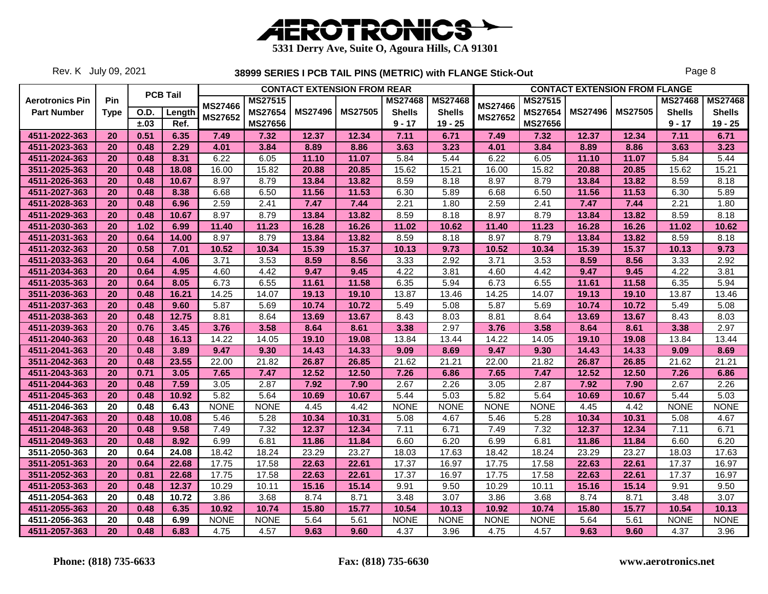# AEROTRONICS

**5331 Derry Ave, Suite O, Agoura Hills, CA 91301**

Rev. K July 09, 2021

## 38999 SERIES I PCB TAIL PINS (METRIC) with FLANGE Stick-Out

| Aerotronics Pin Part Number | Pin Type | PCB Tail O.D. ±.03 | PCB Tail Length Ref. | CONTACT EXTENSION FROM REAR MS27466 MS27652 | MS27515 MS27654 MS27656 | MS27496 | MS27505 | MS27468 Shells 9 - 17 | MS27468 Shells 19 - 25 | CONTACT EXTENSION FROM FLANGE MS27466 MS27652 | MS27515 MS27654 MS27656 | MS27496 | MS27505 | MS27468 Shells 9 - 17 | MS27468 Shells 19 - 25 |
|---|---|---|---|---|---|---|---|---|---|---|---|---|---|---|---|
| 4511-2022-363 | 20 | 0.51 | 6.35 | 7.49 | 7.32 | 12.37 | 12.34 | 7.11 | 6.71 | 7.49 | 7.32 | 12.37 | 12.34 | 7.11 | 6.71 |
| 4511-2023-363 | 20 | 0.48 | 2.29 | 4.01 | 3.84 | 8.89 | 8.86 | 3.63 | 3.23 | 4.01 | 3.84 | 8.89 | 8.86 | 3.63 | 3.23 |
| 4511-2024-363 | 20 | 0.48 | 8.31 | 6.22 | 6.05 | 11.10 | 11.07 | 5.84 | 5.44 | 6.22 | 6.05 | 11.10 | 11.07 | 5.84 | 5.44 |
| 3511-2025-363 | 20 | 0.48 | 18.08 | 16.00 | 15.82 | 20.88 | 20.85 | 15.62 | 15.21 | 16.00 | 15.82 | 20.88 | 20.85 | 15.62 | 15.21 |
| 4511-2026-363 | 20 | 0.48 | 10.67 | 8.97 | 8.79 | 13.84 | 13.82 | 8.59 | 8.18 | 8.97 | 8.79 | 13.84 | 13.82 | 8.59 | 8.18 |
| 4511-2027-363 | 20 | 0.48 | 8.38 | 6.68 | 6.50 | 11.56 | 11.53 | 6.30 | 5.89 | 6.68 | 6.50 | 11.56 | 11.53 | 6.30 | 5.89 |
| 4511-2028-363 | 20 | 0.48 | 6.96 | 2.59 | 2.41 | 7.47 | 7.44 | 2.21 | 1.80 | 2.59 | 2.41 | 7.47 | 7.44 | 2.21 | 1.80 |
| 4511-2029-363 | 20 | 0.48 | 10.67 | 8.97 | 8.79 | 13.84 | 13.82 | 8.59 | 8.18 | 8.97 | 8.79 | 13.84 | 13.82 | 8.59 | 8.18 |
| 4511-2030-363 | 20 | 1.02 | 6.99 | 11.40 | 11.23 | 16.28 | 16.26 | 11.02 | 10.62 | 11.40 | 11.23 | 16.28 | 16.26 | 11.02 | 10.62 |
| 4511-2031-363 | 20 | 0.64 | 14.00 | 8.97 | 8.79 | 13.84 | 13.82 | 8.59 | 8.18 | 8.97 | 8.79 | 13.84 | 13.82 | 8.59 | 8.18 |
| 4511-2032-363 | 20 | 0.58 | 7.01 | 10.52 | 10.34 | 15.39 | 15.37 | 10.13 | 9.73 | 10.52 | 10.34 | 15.39 | 15.37 | 10.13 | 9.73 |
| 4511-2033-363 | 20 | 0.64 | 4.06 | 3.71 | 3.53 | 8.59 | 8.56 | 3.33 | 2.92 | 3.71 | 3.53 | 8.59 | 8.56 | 3.33 | 2.92 |
| 4511-2034-363 | 20 | 0.64 | 4.95 | 4.60 | 4.42 | 9.47 | 9.45 | 4.22 | 3.81 | 4.60 | 4.42 | 9.47 | 9.45 | 4.22 | 3.81 |
| 4511-2035-363 | 20 | 0.64 | 8.05 | 6.73 | 6.55 | 11.61 | 11.58 | 6.35 | 5.94 | 6.73 | 6.55 | 11.61 | 11.58 | 6.35 | 5.94 |
| 3511-2036-363 | 20 | 0.48 | 16.21 | 14.25 | 14.07 | 19.13 | 19.10 | 13.87 | 13.46 | 14.25 | 14.07 | 19.13 | 19.10 | 13.87 | 13.46 |
| 4511-2037-363 | 20 | 0.48 | 9.60 | 5.87 | 5.69 | 10.74 | 10.72 | 5.49 | 5.08 | 5.87 | 5.69 | 10.74 | 10.72 | 5.49 | 5.08 |
| 4511-2038-363 | 20 | 0.48 | 12.75 | 8.81 | 8.64 | 13.69 | 13.67 | 8.43 | 8.03 | 8.81 | 8.64 | 13.69 | 13.67 | 8.43 | 8.03 |
| 4511-2039-363 | 20 | 0.76 | 3.45 | 3.76 | 3.58 | 8.64 | 8.61 | 3.38 | 2.97 | 3.76 | 3.58 | 8.64 | 8.61 | 3.38 | 2.97 |
| 4511-2040-363 | 20 | 0.48 | 16.13 | 14.22 | 14.05 | 19.10 | 19.08 | 13.84 | 13.44 | 14.22 | 14.05 | 19.10 | 19.08 | 13.84 | 13.44 |
| 4511-2041-363 | 20 | 0.48 | 3.89 | 9.47 | 9.30 | 14.43 | 14.33 | 9.09 | 8.69 | 9.47 | 9.30 | 14.43 | 14.33 | 9.09 | 8.69 |
| 3511-2042-363 | 20 | 0.48 | 23.55 | 22.00 | 21.82 | 26.87 | 26.85 | 21.62 | 21.21 | 22.00 | 21.82 | 26.87 | 26.85 | 21.62 | 21.21 |
| 4511-2043-363 | 20 | 0.71 | 3.05 | 7.65 | 7.47 | 12.52 | 12.50 | 7.26 | 6.86 | 7.65 | 7.47 | 12.52 | 12.50 | 7.26 | 6.86 |
| 4511-2044-363 | 20 | 0.48 | 7.59 | 3.05 | 2.87 | 7.92 | 7.90 | 2.67 | 2.26 | 3.05 | 2.87 | 7.92 | 7.90 | 2.67 | 2.26 |
| 4511-2045-363 | 20 | 0.48 | 10.92 | 5.82 | 5.64 | 10.69 | 10.67 | 5.44 | 5.03 | 5.82 | 5.64 | 10.69 | 10.67 | 5.44 | 5.03 |
| 4511-2046-363 | 20 | 0.48 | 6.43 | NONE | NONE | 4.45 | 4.42 | NONE | NONE | NONE | NONE | 4.45 | 4.42 | NONE | NONE |
| 4511-2047-363 | 20 | 0.48 | 10.08 | 5.46 | 5.28 | 10.34 | 10.31 | 5.08 | 4.67 | 5.46 | 5.28 | 10.34 | 10.31 | 5.08 | 4.67 |
| 4511-2048-363 | 20 | 0.48 | 9.58 | 7.49 | 7.32 | 12.37 | 12.34 | 7.11 | 6.71 | 7.49 | 7.32 | 12.37 | 12.34 | 7.11 | 6.71 |
| 4511-2049-363 | 20 | 0.48 | 8.92 | 6.99 | 6.81 | 11.86 | 11.84 | 6.60 | 6.20 | 6.99 | 6.81 | 11.86 | 11.84 | 6.60 | 6.20 |
| 3511-2050-363 | 20 | 0.64 | 24.08 | 18.42 | 18.24 | 23.29 | 23.27 | 18.03 | 17.63 | 18.42 | 18.24 | 23.29 | 23.27 | 18.03 | 17.63 |
| 3511-2051-363 | 20 | 0.64 | 22.68 | 17.75 | 17.58 | 22.63 | 22.61 | 17.37 | 16.97 | 17.75 | 17.58 | 22.63 | 22.61 | 17.37 | 16.97 |
| 3511-2052-363 | 20 | 0.81 | 22.68 | 17.75 | 17.58 | 22.63 | 22.61 | 17.37 | 16.97 | 17.75 | 17.58 | 22.63 | 22.61 | 17.37 | 16.97 |
| 4511-2053-363 | 20 | 0.48 | 12.37 | 10.29 | 10.11 | 15.16 | 15.14 | 9.91 | 9.50 | 10.29 | 10.11 | 15.16 | 15.14 | 9.91 | 9.50 |
| 4511-2054-363 | 20 | 0.48 | 10.72 | 3.86 | 3.68 | 8.74 | 8.71 | 3.48 | 3.07 | 3.86 | 3.68 | 8.74 | 8.71 | 3.48 | 3.07 |
| 4511-2055-363 | 20 | 0.48 | 6.35 | 10.92 | 10.74 | 15.80 | 15.77 | 10.54 | 10.13 | 10.92 | 10.74 | 15.80 | 15.77 | 10.54 | 10.13 |
| 4511-2056-363 | 20 | 0.48 | 6.99 | NONE | NONE | 5.64 | 5.61 | NONE | NONE | NONE | NONE | 5.64 | 5.61 | NONE | NONE |
| 4511-2057-363 | 20 | 0.48 | 6.83 | 4.75 | 4.57 | 9.63 | 9.60 | 4.37 | 3.96 | 4.75 | 4.57 | 9.63 | 9.60 | 4.37 | 3.96 |

**Phone: (818) 735-6633** **Fax: (818) 735-6630** **www.aerotronics.net**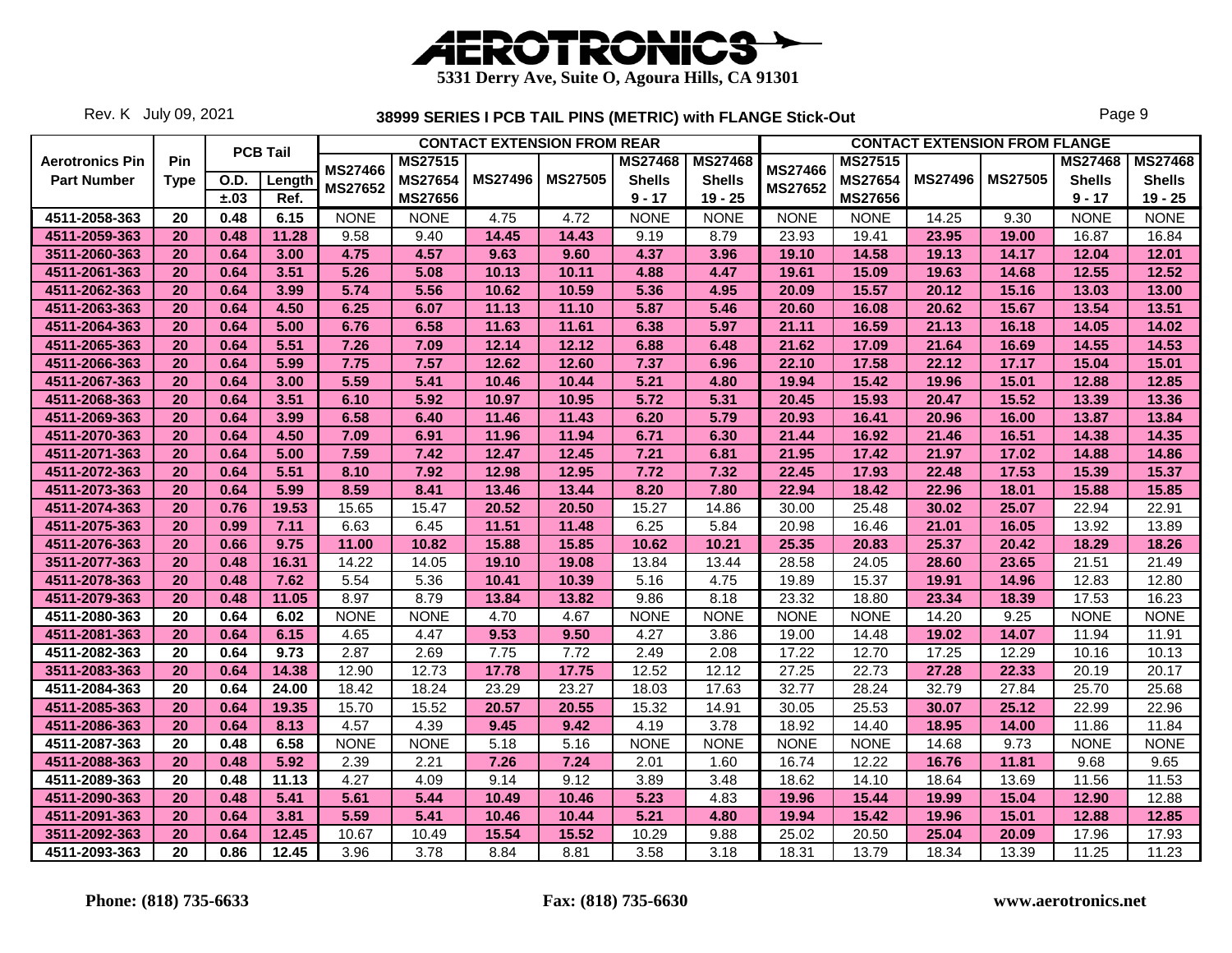# AEROTRONICS

**5331 Derry Ave, Suite O, Agoura Hills, CA 91301**

Rev. K July 09, 2021

## 38999 SERIES I PCB TAIL PINS (METRIC) with FLANGE Stick-Out

| Aerotronics Pin Part Number | Pin Type | PCB Tail O.D. ±.03 | PCB Tail Length Ref. | CONTACT EXTENSION FROM REAR MS27466 MS27652 | MS27515 MS27654 MS27656 | MS27496 | MS27505 | MS27468 Shells 9 - 17 | MS27468 Shells 19 - 25 | CONTACT EXTENSION FROM FLANGE MS27466 MS27652 | MS27515 MS27654 MS27656 | MS27496 | MS27505 | MS27468 Shells 9 - 17 | MS27468 Shells 19 - 25 |
|---|---|---|---|---|---|---|---|---|---|---|---|---|---|---|---|
| 4511-2058-363 | 20 | 0.48 | 6.15 | NONE | NONE | 4.75 | 4.72 | NONE | NONE | NONE | NONE | 14.25 | 9.30 | NONE | NONE |
| 4511-2059-363 | 20 | 0.48 | 11.28 | 9.58 | 9.40 | 14.45 | 14.43 | 9.19 | 8.79 | 23.93 | 19.41 | 23.95 | 19.00 | 16.87 | 16.84 |
| 3511-2060-363 | 20 | 0.64 | 3.00 | 4.75 | 4.57 | 9.63 | 9.60 | 4.37 | 3.96 | 19.10 | 14.58 | 19.13 | 14.17 | 12.04 | 12.01 |
| 4511-2061-363 | 20 | 0.64 | 3.51 | 5.26 | 5.08 | 10.13 | 10.11 | 4.88 | 4.47 | 19.61 | 15.09 | 19.63 | 14.68 | 12.55 | 12.52 |
| 4511-2062-363 | 20 | 0.64 | 3.99 | 5.74 | 5.56 | 10.62 | 10.59 | 5.36 | 4.95 | 20.09 | 15.57 | 20.12 | 15.16 | 13.03 | 13.00 |
| 4511-2063-363 | 20 | 0.64 | 4.50 | 6.25 | 6.07 | 11.13 | 11.10 | 5.87 | 5.46 | 20.60 | 16.08 | 20.62 | 15.67 | 13.54 | 13.51 |
| 4511-2064-363 | 20 | 0.64 | 5.00 | 6.76 | 6.58 | 11.63 | 11.61 | 6.38 | 5.97 | 21.11 | 16.59 | 21.13 | 16.18 | 14.05 | 14.02 |
| 4511-2065-363 | 20 | 0.64 | 5.51 | 7.26 | 7.09 | 12.14 | 12.12 | 6.88 | 6.48 | 21.62 | 17.09 | 21.64 | 16.69 | 14.55 | 14.53 |
| 4511-2066-363 | 20 | 0.64 | 5.99 | 7.75 | 7.57 | 12.62 | 12.60 | 7.37 | 6.96 | 22.10 | 17.58 | 22.12 | 17.17 | 15.04 | 15.01 |
| 4511-2067-363 | 20 | 0.64 | 3.00 | 5.59 | 5.41 | 10.46 | 10.44 | 5.21 | 4.80 | 19.94 | 15.42 | 19.96 | 15.01 | 12.88 | 12.85 |
| 4511-2068-363 | 20 | 0.64 | 3.51 | 6.10 | 5.92 | 10.97 | 10.95 | 5.72 | 5.31 | 20.45 | 15.93 | 20.47 | 15.52 | 13.39 | 13.36 |
| 4511-2069-363 | 20 | 0.64 | 3.99 | 6.58 | 6.40 | 11.46 | 11.43 | 6.20 | 5.79 | 20.93 | 16.41 | 20.96 | 16.00 | 13.87 | 13.84 |
| 4511-2070-363 | 20 | 0.64 | 4.50 | 7.09 | 6.91 | 11.96 | 11.94 | 6.71 | 6.30 | 21.44 | 16.92 | 21.46 | 16.51 | 14.38 | 14.35 |
| 4511-2071-363 | 20 | 0.64 | 5.00 | 7.59 | 7.42 | 12.47 | 12.45 | 7.21 | 6.81 | 21.95 | 17.42 | 21.97 | 17.02 | 14.88 | 14.86 |
| 4511-2072-363 | 20 | 0.64 | 5.51 | 8.10 | 7.92 | 12.98 | 12.95 | 7.72 | 7.32 | 22.45 | 17.93 | 22.48 | 17.53 | 15.39 | 15.37 |
| 4511-2073-363 | 20 | 0.64 | 5.99 | 8.59 | 8.41 | 13.46 | 13.44 | 8.20 | 7.80 | 22.94 | 18.42 | 22.96 | 18.01 | 15.88 | 15.85 |
| 4511-2074-363 | 20 | 0.76 | 19.53 | 15.65 | 15.47 | 20.52 | 20.50 | 15.27 | 14.86 | 30.00 | 25.48 | 30.02 | 25.07 | 22.94 | 22.91 |
| 4511-2075-363 | 20 | 0.99 | 7.11 | 6.63 | 6.45 | 11.51 | 11.48 | 6.25 | 5.84 | 20.98 | 16.46 | 21.01 | 16.05 | 13.92 | 13.89 |
| 4511-2076-363 | 20 | 0.66 | 9.75 | 11.00 | 10.82 | 15.88 | 15.85 | 10.62 | 10.21 | 25.35 | 20.83 | 25.37 | 20.42 | 18.29 | 18.26 |
| 3511-2077-363 | 20 | 0.48 | 16.31 | 14.22 | 14.05 | 19.10 | 19.08 | 13.84 | 13.44 | 28.58 | 24.05 | 28.60 | 23.65 | 21.51 | 21.49 |
| 4511-2078-363 | 20 | 0.48 | 7.62 | 5.54 | 5.36 | 10.41 | 10.39 | 5.16 | 4.75 | 19.89 | 15.37 | 19.91 | 14.96 | 12.83 | 12.80 |
| 4511-2079-363 | 20 | 0.48 | 11.05 | 8.97 | 8.79 | 13.84 | 13.82 | 9.86 | 8.18 | 23.32 | 18.80 | 23.34 | 18.39 | 17.53 | 16.23 |
| 4511-2080-363 | 20 | 0.64 | 6.02 | NONE | NONE | 4.70 | 4.67 | NONE | NONE | NONE | NONE | 14.20 | 9.25 | NONE | NONE |
| 4511-2081-363 | 20 | 0.64 | 6.15 | 4.65 | 4.47 | 9.53 | 9.50 | 4.27 | 3.86 | 19.00 | 14.48 | 19.02 | 14.07 | 11.94 | 11.91 |
| 4511-2082-363 | 20 | 0.64 | 9.73 | 2.87 | 2.69 | 7.75 | 7.72 | 2.49 | 2.08 | 17.22 | 12.70 | 17.25 | 12.29 | 10.16 | 10.13 |
| 3511-2083-363 | 20 | 0.64 | 14.38 | 12.90 | 12.73 | 17.78 | 17.75 | 12.52 | 12.12 | 27.25 | 22.73 | 27.28 | 22.33 | 20.19 | 20.17 |
| 4511-2084-363 | 20 | 0.64 | 24.00 | 18.42 | 18.24 | 23.29 | 23.27 | 18.03 | 17.63 | 32.77 | 28.24 | 32.79 | 27.84 | 25.70 | 25.68 |
| 4511-2085-363 | 20 | 0.64 | 19.35 | 15.70 | 15.52 | 20.57 | 20.55 | 15.32 | 14.91 | 30.05 | 25.53 | 30.07 | 25.12 | 22.99 | 22.96 |
| 4511-2086-363 | 20 | 0.64 | 8.13 | 4.57 | 4.39 | 9.45 | 9.42 | 4.19 | 3.78 | 18.92 | 14.40 | 18.95 | 14.00 | 11.86 | 11.84 |
| 4511-2087-363 | 20 | 0.48 | 6.58 | NONE | NONE | 5.18 | 5.16 | NONE | NONE | NONE | NONE | 14.68 | 9.73 | NONE | NONE |
| 4511-2088-363 | 20 | 0.48 | 5.92 | 2.39 | 2.21 | 7.26 | 7.24 | 2.01 | 1.60 | 16.74 | 12.22 | 16.76 | 11.81 | 9.68 | 9.65 |
| 4511-2089-363 | 20 | 0.48 | 11.13 | 4.27 | 4.09 | 9.14 | 9.12 | 3.89 | 3.48 | 18.62 | 14.10 | 18.64 | 13.69 | 11.56 | 11.53 |
| 4511-2090-363 | 20 | 0.48 | 5.41 | 5.61 | 5.44 | 10.49 | 10.46 | 5.23 | 4.83 | 19.96 | 15.44 | 19.99 | 15.04 | 12.90 | 12.88 |
| 4511-2091-363 | 20 | 0.64 | 3.81 | 5.59 | 5.41 | 10.46 | 10.44 | 5.21 | 4.80 | 19.94 | 15.42 | 19.96 | 15.01 | 12.88 | 12.85 |
| 3511-2092-363 | 20 | 0.64 | 12.45 | 10.67 | 10.49 | 15.54 | 15.52 | 10.29 | 9.88 | 25.02 | 20.50 | 25.04 | 20.09 | 17.96 | 17.93 |
| 4511-2093-363 | 20 | 0.86 | 12.45 | 3.96 | 3.78 | 8.84 | 8.81 | 3.58 | 3.18 | 18.31 | 13.79 | 18.34 | 13.39 | 11.25 | 11.23 |

**Phone: (818) 735-6633** **Fax: (818) 735-6630** **www.aerotronics.net**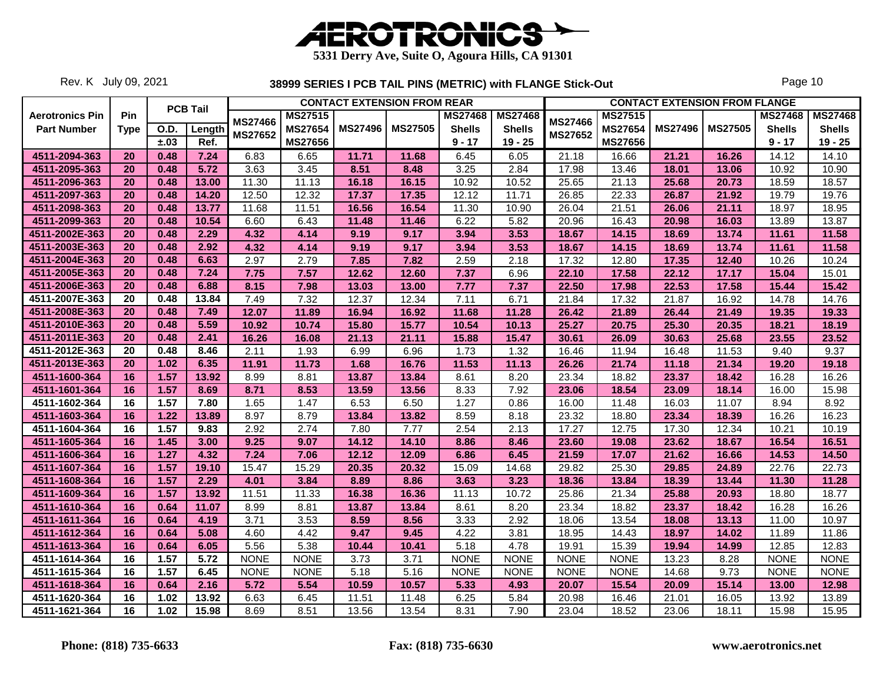# AEROTRONICS

5331 Derry Ave, Suite O, Agoura Hills, CA 91301

Rev. K July 09, 2021

## 38999 SERIES I PCB TAIL PINS (METRIC) with FLANGE Stick-Out

| Aerotronics Pin Part Number | Pin Type | PCB Tail O.D. ±.03 | PCB Tail Length Ref. | CONTACT EXTENSION FROM REAR MS27466 MS27652 | MS27515 MS27654 MS27656 | MS27496 | MS27505 | MS27468 Shells 9 - 17 | MS27468 Shells 19 - 25 | CONTACT EXTENSION FROM FLANGE MS27466 MS27652 | MS27515 MS27654 MS27656 | MS27496 | MS27505 | MS27468 Shells 9 - 17 | MS27468 Shells 19 - 25 |
|---|---|---|---|---|---|---|---|---|---|---|---|---|---|---|---|
| 4511-2094-363 | 20 | 0.48 | 7.24 | 6.83 | 6.65 | 11.71 | 11.68 | 6.45 | 6.05 | 21.18 | 16.66 | 21.21 | 16.26 | 14.12 | 14.10 |
| 4511-2095-363 | 20 | 0.48 | 5.72 | 3.63 | 3.45 | 8.51 | 8.48 | 3.25 | 2.84 | 17.98 | 13.46 | 18.01 | 13.06 | 10.92 | 10.90 |
| 4511-2096-363 | 20 | 0.48 | 13.00 | 11.30 | 11.13 | 16.18 | 16.15 | 10.92 | 10.52 | 25.65 | 21.13 | 25.68 | 20.73 | 18.59 | 18.57 |
| 4511-2097-363 | 20 | 0.48 | 14.20 | 12.50 | 12.32 | 17.37 | 17.35 | 12.12 | 11.71 | 26.85 | 22.33 | 26.87 | 21.92 | 19.79 | 19.76 |
| 4511-2098-363 | 20 | 0.48 | 13.77 | 11.68 | 11.51 | 16.56 | 16.54 | 11.30 | 10.90 | 26.04 | 21.51 | 26.06 | 21.11 | 18.97 | 18.95 |
| 4511-2099-363 | 20 | 0.48 | 10.54 | 6.60 | 6.43 | 11.48 | 11.46 | 6.22 | 5.82 | 20.96 | 16.43 | 20.98 | 16.03 | 13.89 | 13.87 |
| 4511-2002E-363 | 20 | 0.48 | 2.29 | 4.32 | 4.14 | 9.19 | 9.17 | 3.94 | 3.53 | 18.67 | 14.15 | 18.69 | 13.74 | 11.61 | 11.58 |
| 4511-2003E-363 | 20 | 0.48 | 2.92 | 4.32 | 4.14 | 9.19 | 9.17 | 3.94 | 3.53 | 18.67 | 14.15 | 18.69 | 13.74 | 11.61 | 11.58 |
| 4511-2004E-363 | 20 | 0.48 | 6.63 | 2.97 | 2.79 | 7.85 | 7.82 | 2.59 | 2.18 | 17.32 | 12.80 | 17.35 | 12.40 | 10.26 | 10.24 |
| 4511-2005E-363 | 20 | 0.48 | 7.24 | 7.75 | 7.57 | 12.62 | 12.60 | 7.37 | 6.96 | 22.10 | 17.58 | 22.12 | 17.17 | 15.04 | 15.01 |
| 4511-2006E-363 | 20 | 0.48 | 6.88 | 8.15 | 7.98 | 13.03 | 13.00 | 7.77 | 7.37 | 22.50 | 17.98 | 22.53 | 17.58 | 15.44 | 15.42 |
| 4511-2007E-363 | 20 | 0.48 | 13.84 | 7.49 | 7.32 | 12.37 | 12.34 | 7.11 | 6.71 | 21.84 | 17.32 | 21.87 | 16.92 | 14.78 | 14.76 |
| 4511-2008E-363 | 20 | 0.48 | 7.49 | 12.07 | 11.89 | 16.94 | 16.92 | 11.68 | 11.28 | 26.42 | 21.89 | 26.44 | 21.49 | 19.35 | 19.33 |
| 4511-2010E-363 | 20 | 0.48 | 5.59 | 10.92 | 10.74 | 15.80 | 15.77 | 10.54 | 10.13 | 25.27 | 20.75 | 25.30 | 20.35 | 18.21 | 18.19 |
| 4511-2011E-363 | 20 | 0.48 | 2.41 | 16.26 | 16.08 | 21.13 | 21.11 | 15.88 | 15.47 | 30.61 | 26.09 | 30.63 | 25.68 | 23.55 | 23.52 |
| 4511-2012E-363 | 20 | 0.48 | 8.46 | 2.11 | 1.93 | 6.99 | 6.96 | 1.73 | 1.32 | 16.46 | 11.94 | 16.48 | 11.53 | 9.40 | 9.37 |
| 4511-2013E-363 | 20 | 1.02 | 6.35 | 11.91 | 11.73 | 1.68 | 16.76 | 11.53 | 11.13 | 26.26 | 21.74 | 11.18 | 21.34 | 19.20 | 19.18 |
| 4511-1600-364 | 16 | 1.57 | 13.92 | 8.99 | 8.81 | 13.87 | 13.84 | 8.61 | 8.20 | 23.34 | 18.82 | 23.37 | 18.42 | 16.28 | 16.26 |
| 4511-1601-364 | 16 | 1.57 | 8.69 | 8.71 | 8.53 | 13.59 | 13.56 | 8.33 | 7.92 | 23.06 | 18.54 | 23.09 | 18.14 | 16.00 | 15.98 |
| 4511-1602-364 | 16 | 1.57 | 7.80 | 1.65 | 1.47 | 6.53 | 6.50 | 1.27 | 0.86 | 16.00 | 11.48 | 16.03 | 11.07 | 8.94 | 8.92 |
| 4511-1603-364 | 16 | 1.22 | 13.89 | 8.97 | 8.79 | 13.84 | 13.82 | 8.59 | 8.18 | 23.32 | 18.80 | 23.34 | 18.39 | 16.26 | 16.23 |
| 4511-1604-364 | 16 | 1.57 | 9.83 | 2.92 | 2.74 | 7.80 | 7.77 | 2.54 | 2.13 | 17.27 | 12.75 | 17.30 | 12.34 | 10.21 | 10.19 |
| 4511-1605-364 | 16 | 1.45 | 3.00 | 9.25 | 9.07 | 14.12 | 14.10 | 8.86 | 8.46 | 23.60 | 19.08 | 23.62 | 18.67 | 16.54 | 16.51 |
| 4511-1606-364 | 16 | 1.27 | 4.32 | 7.24 | 7.06 | 12.12 | 12.09 | 6.86 | 6.45 | 21.59 | 17.07 | 21.62 | 16.66 | 14.53 | 14.50 |
| 4511-1607-364 | 16 | 1.57 | 19.10 | 15.47 | 15.29 | 20.35 | 20.32 | 15.09 | 14.68 | 29.82 | 25.30 | 29.85 | 24.89 | 22.76 | 22.73 |
| 4511-1608-364 | 16 | 1.57 | 2.29 | 4.01 | 3.84 | 8.89 | 8.86 | 3.63 | 3.23 | 18.36 | 13.84 | 18.39 | 13.44 | 11.30 | 11.28 |
| 4511-1609-364 | 16 | 1.57 | 13.92 | 11.51 | 11.33 | 16.38 | 16.36 | 11.13 | 10.72 | 25.86 | 21.34 | 25.88 | 20.93 | 18.80 | 18.77 |
| 4511-1610-364 | 16 | 0.64 | 11.07 | 8.99 | 8.81 | 13.87 | 13.84 | 8.61 | 8.20 | 23.34 | 18.82 | 23.37 | 18.42 | 16.28 | 16.26 |
| 4511-1611-364 | 16 | 0.64 | 4.19 | 3.71 | 3.53 | 8.59 | 8.56 | 3.33 | 2.92 | 18.06 | 13.54 | 18.08 | 13.13 | 11.00 | 10.97 |
| 4511-1612-364 | 16 | 0.64 | 5.08 | 4.60 | 4.42 | 9.47 | 9.45 | 4.22 | 3.81 | 18.95 | 14.43 | 18.97 | 14.02 | 11.89 | 11.86 |
| 4511-1613-364 | 16 | 0.64 | 6.05 | 5.56 | 5.38 | 10.44 | 10.41 | 5.18 | 4.78 | 19.91 | 15.39 | 19.94 | 14.99 | 12.85 | 12.83 |
| 4511-1614-364 | 16 | 1.57 | 5.72 | NONE | NONE | 3.73 | 3.71 | NONE | NONE | NONE | NONE | 13.23 | 8.28 | NONE | NONE |
| 4511-1615-364 | 16 | 1.57 | 6.45 | NONE | NONE | 5.18 | 5.16 | NONE | NONE | NONE | NONE | 14.68 | 9.73 | NONE | NONE |
| 4511-1618-364 | 16 | 0.64 | 2.16 | 5.72 | 5.54 | 10.59 | 10.57 | 5.33 | 4.93 | 20.07 | 15.54 | 20.09 | 15.14 | 13.00 | 12.98 |
| 4511-1620-364 | 16 | 1.02 | 13.92 | 6.63 | 6.45 | 11.51 | 11.48 | 6.25 | 5.84 | 20.98 | 16.46 | 21.01 | 16.05 | 13.92 | 13.89 |
| 4511-1621-364 | 16 | 1.02 | 15.98 | 8.69 | 8.51 | 13.56 | 13.54 | 8.31 | 7.90 | 23.04 | 18.52 | 23.06 | 18.11 | 15.98 | 15.95 |

Phone: (818) 735-6633    Fax: (818) 735-6630    www.aerotronics.net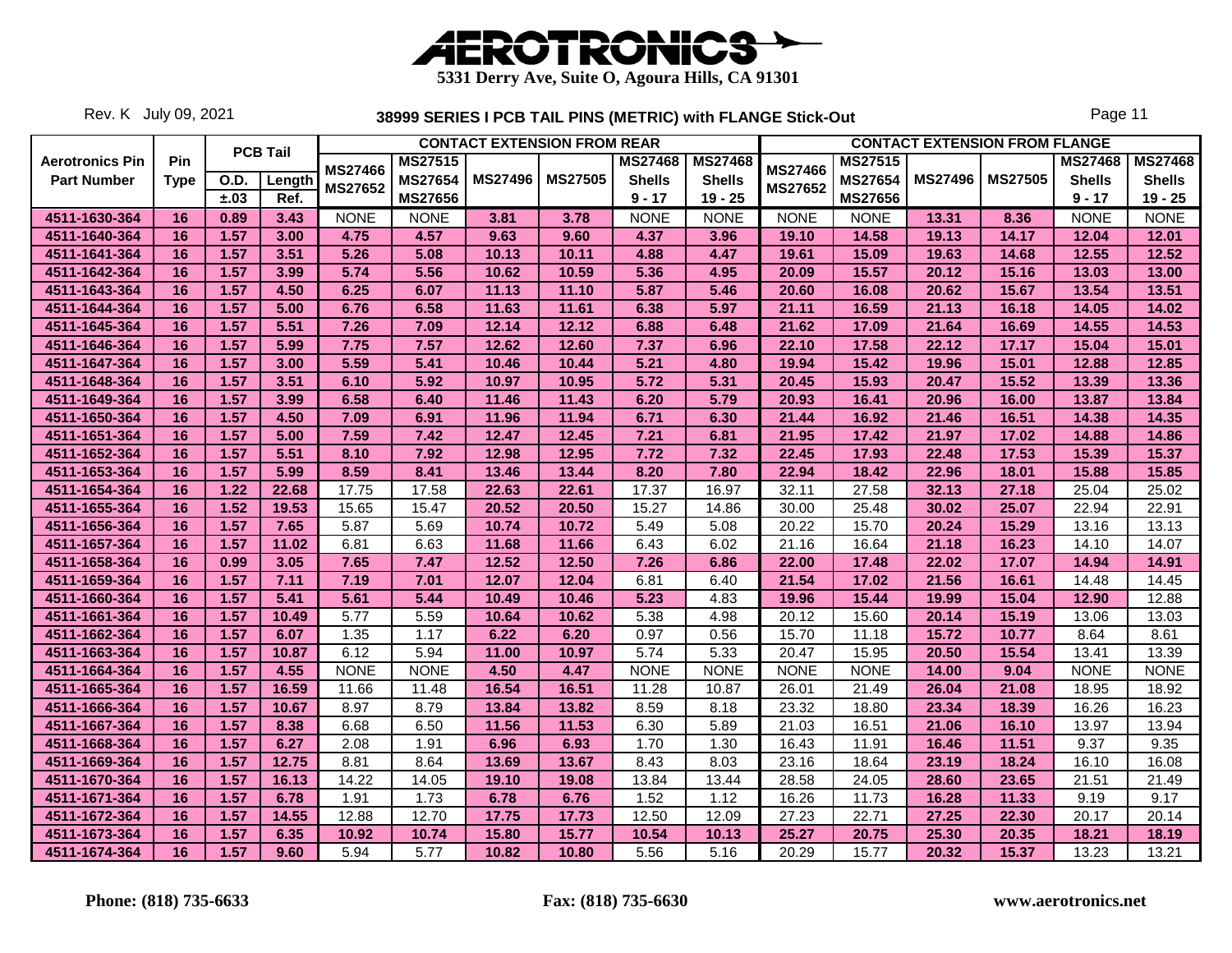# AEROTRONICS

**5331 Derry Ave, Suite O, Agoura Hills, CA 91301**

Rev. K July 09, 2021

## 38999 SERIES I PCB TAIL PINS (METRIC) with FLANGE Stick-Out

| Aerotronics Pin Part Number | Pin Type | PCB Tail O.D. ±.03 | PCB Tail Length Ref. | CONTACT EXTENSION FROM REAR MS27466 MS27652 | MS27515 MS27654 MS27656 | MS27496 | MS27505 | MS27468 Shells 9 - 17 | MS27468 Shells 19 - 25 | CONTACT EXTENSION FROM FLANGE MS27466 MS27652 | MS27515 MS27654 MS27656 | MS27496 | MS27505 | MS27468 Shells 9 - 17 | MS27468 Shells 19 - 25 |
|---|---|---|---|---|---|---|---|---|---|---|---|---|---|---|---|
| 4511-1630-364 | 16 | 0.89 | 3.43 | NONE | NONE | 3.81 | 3.78 | NONE | NONE | NONE | NONE | 13.31 | 8.36 | NONE | NONE |
| 4511-1640-364 | 16 | 1.57 | 3.00 | 4.75 | 4.57 | 9.63 | 9.60 | 4.37 | 3.96 | 19.10 | 14.58 | 19.13 | 14.17 | 12.04 | 12.01 |
| 4511-1641-364 | 16 | 1.57 | 3.51 | 5.26 | 5.08 | 10.13 | 10.11 | 4.88 | 4.47 | 19.61 | 15.09 | 19.63 | 14.68 | 12.55 | 12.52 |
| 4511-1642-364 | 16 | 1.57 | 3.99 | 5.74 | 5.56 | 10.62 | 10.59 | 5.36 | 4.95 | 20.09 | 15.57 | 20.12 | 15.16 | 13.03 | 13.00 |
| 4511-1643-364 | 16 | 1.57 | 4.50 | 6.25 | 6.07 | 11.13 | 11.10 | 5.87 | 5.46 | 20.60 | 16.08 | 20.62 | 15.67 | 13.54 | 13.51 |
| 4511-1644-364 | 16 | 1.57 | 5.00 | 6.76 | 6.58 | 11.63 | 11.61 | 6.38 | 5.97 | 21.11 | 16.59 | 21.13 | 16.18 | 14.05 | 14.02 |
| 4511-1645-364 | 16 | 1.57 | 5.51 | 7.26 | 7.09 | 12.14 | 12.12 | 6.88 | 6.48 | 21.62 | 17.09 | 21.64 | 16.69 | 14.55 | 14.53 |
| 4511-1646-364 | 16 | 1.57 | 5.99 | 7.75 | 7.57 | 12.62 | 12.60 | 7.37 | 6.96 | 22.10 | 17.58 | 22.12 | 17.17 | 15.04 | 15.01 |
| 4511-1647-364 | 16 | 1.57 | 3.00 | 5.59 | 5.41 | 10.46 | 10.44 | 5.21 | 4.80 | 19.94 | 15.42 | 19.96 | 15.01 | 12.88 | 12.85 |
| 4511-1648-364 | 16 | 1.57 | 3.51 | 6.10 | 5.92 | 10.97 | 10.95 | 5.72 | 5.31 | 20.45 | 15.93 | 20.47 | 15.52 | 13.39 | 13.36 |
| 4511-1649-364 | 16 | 1.57 | 3.99 | 6.58 | 6.40 | 11.46 | 11.43 | 6.20 | 5.79 | 20.93 | 16.41 | 20.96 | 16.00 | 13.87 | 13.84 |
| 4511-1650-364 | 16 | 1.57 | 4.50 | 7.09 | 6.91 | 11.96 | 11.94 | 6.71 | 6.30 | 21.44 | 16.92 | 21.46 | 16.51 | 14.38 | 14.35 |
| 4511-1651-364 | 16 | 1.57 | 5.00 | 7.59 | 7.42 | 12.47 | 12.45 | 7.21 | 6.81 | 21.95 | 17.42 | 21.97 | 17.02 | 14.88 | 14.86 |
| 4511-1652-364 | 16 | 1.57 | 5.51 | 8.10 | 7.92 | 12.98 | 12.95 | 7.72 | 7.32 | 22.45 | 17.93 | 22.48 | 17.53 | 15.39 | 15.37 |
| 4511-1653-364 | 16 | 1.57 | 5.99 | 8.59 | 8.41 | 13.46 | 13.44 | 8.20 | 7.80 | 22.94 | 18.42 | 22.96 | 18.01 | 15.88 | 15.85 |
| 4511-1654-364 | 16 | 1.22 | 22.68 | 17.75 | 17.58 | 22.63 | 22.61 | 17.37 | 16.97 | 32.11 | 27.58 | 32.13 | 27.18 | 25.04 | 25.02 |
| 4511-1655-364 | 16 | 1.52 | 19.53 | 15.65 | 15.47 | 20.52 | 20.50 | 15.27 | 14.86 | 30.00 | 25.48 | 30.02 | 25.07 | 22.94 | 22.91 |
| 4511-1656-364 | 16 | 1.57 | 7.65 | 5.87 | 5.69 | 10.74 | 10.72 | 5.49 | 5.08 | 20.22 | 15.70 | 20.24 | 15.29 | 13.16 | 13.13 |
| 4511-1657-364 | 16 | 1.57 | 11.02 | 6.81 | 6.63 | 11.68 | 11.66 | 6.43 | 6.02 | 21.16 | 16.64 | 21.18 | 16.23 | 14.10 | 14.07 |
| 4511-1658-364 | 16 | 0.99 | 3.05 | 7.65 | 7.47 | 12.52 | 12.50 | 7.26 | 6.86 | 22.00 | 17.48 | 22.02 | 17.07 | 14.94 | 14.91 |
| 4511-1659-364 | 16 | 1.57 | 7.11 | 7.19 | 7.01 | 12.07 | 12.04 | 6.81 | 6.40 | 21.54 | 17.02 | 21.56 | 16.61 | 14.48 | 14.45 |
| 4511-1660-364 | 16 | 1.57 | 5.41 | 5.61 | 5.44 | 10.49 | 10.46 | 5.23 | 4.83 | 19.96 | 15.44 | 19.99 | 15.04 | 12.90 | 12.88 |
| 4511-1661-364 | 16 | 1.57 | 10.49 | 5.77 | 5.59 | 10.64 | 10.62 | 5.38 | 4.98 | 20.12 | 15.60 | 20.14 | 15.19 | 13.06 | 13.03 |
| 4511-1662-364 | 16 | 1.57 | 6.07 | 1.35 | 1.17 | 6.22 | 6.20 | 0.97 | 0.56 | 15.70 | 11.18 | 15.72 | 10.77 | 8.64 | 8.61 |
| 4511-1663-364 | 16 | 1.57 | 10.87 | 6.12 | 5.94 | 11.00 | 10.97 | 5.74 | 5.33 | 20.47 | 15.95 | 20.50 | 15.54 | 13.41 | 13.39 |
| 4511-1664-364 | 16 | 1.57 | 4.55 | NONE | NONE | 4.50 | 4.47 | NONE | NONE | NONE | NONE | 14.00 | 9.04 | NONE | NONE |
| 4511-1665-364 | 16 | 1.57 | 16.59 | 11.66 | 11.48 | 16.54 | 16.51 | 11.28 | 10.87 | 26.01 | 21.49 | 26.04 | 21.08 | 18.95 | 18.92 |
| 4511-1666-364 | 16 | 1.57 | 10.67 | 8.97 | 8.79 | 13.84 | 13.82 | 8.59 | 8.18 | 23.32 | 18.80 | 23.34 | 18.39 | 16.26 | 16.23 |
| 4511-1667-364 | 16 | 1.57 | 8.38 | 6.68 | 6.50 | 11.56 | 11.53 | 6.30 | 5.89 | 21.03 | 16.51 | 21.06 | 16.10 | 13.97 | 13.94 |
| 4511-1668-364 | 16 | 1.57 | 6.27 | 2.08 | 1.91 | 6.96 | 6.93 | 1.70 | 1.30 | 16.43 | 11.91 | 16.46 | 11.51 | 9.37 | 9.35 |
| 4511-1669-364 | 16 | 1.57 | 12.75 | 8.81 | 8.64 | 13.69 | 13.67 | 8.43 | 8.03 | 23.16 | 18.64 | 23.19 | 18.24 | 16.10 | 16.08 |
| 4511-1670-364 | 16 | 1.57 | 16.13 | 14.22 | 14.05 | 19.10 | 19.08 | 13.84 | 13.44 | 28.58 | 24.05 | 28.60 | 23.65 | 21.51 | 21.49 |
| 4511-1671-364 | 16 | 1.57 | 6.78 | 1.91 | 1.73 | 6.78 | 6.76 | 1.52 | 1.12 | 16.26 | 11.73 | 16.28 | 11.33 | 9.19 | 9.17 |
| 4511-1672-364 | 16 | 1.57 | 14.55 | 12.88 | 12.70 | 17.75 | 17.73 | 12.50 | 12.09 | 27.23 | 22.71 | 27.25 | 22.30 | 20.17 | 20.14 |
| 4511-1673-364 | 16 | 1.57 | 6.35 | 10.92 | 10.74 | 15.80 | 15.77 | 10.54 | 10.13 | 25.27 | 20.75 | 25.30 | 20.35 | 18.21 | 18.19 |
| 4511-1674-364 | 16 | 1.57 | 9.60 | 5.94 | 5.77 | 10.82 | 10.80 | 5.56 | 5.16 | 20.29 | 15.77 | 20.32 | 15.37 | 13.23 | 13.21 |

**Phone: (818) 735-6633** **Fax: (818) 735-6630** **www.aerotronics.net**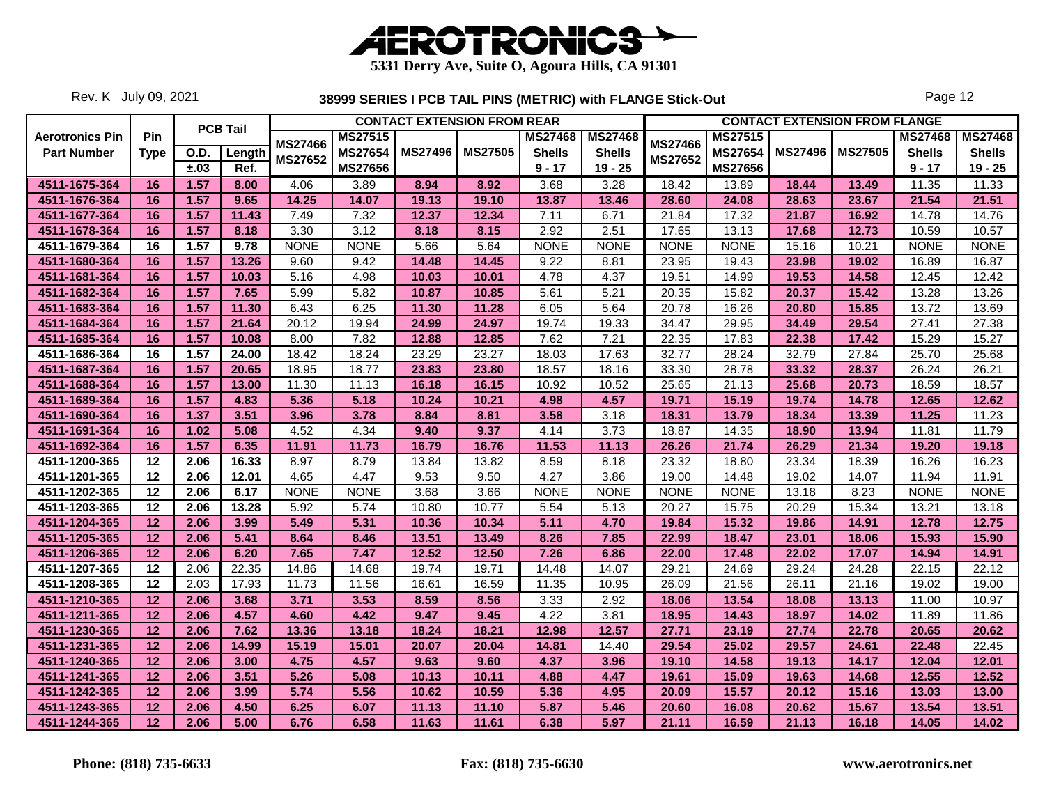# AEROTRONICS

**5331 Derry Ave, Suite O, Agoura Hills, CA 91301**

Rev. K July 09, 2021

## 38999 SERIES I PCB TAIL PINS (METRIC) with FLANGE Stick-Out

| Aerotronics Pin Part Number | Pin Type | PCB Tail O.D. ±.03 | PCB Tail Length Ref. | CONTACT EXTENSION FROM REAR MS27466 MS27652 | MS27515 MS27654 MS27656 | MS27496 | MS27505 | MS27468 Shells 9 - 17 | MS27468 Shells 19 - 25 | CONTACT EXTENSION FROM FLANGE MS27466 MS27652 | MS27515 MS27654 MS27656 | MS27496 | MS27505 | MS27468 Shells 9 - 17 | MS27468 Shells 19 - 25 |
|---|---|---|---|---|---|---|---|---|---|---|---|---|---|---|---|
| 4511-1675-364 | 16 | 1.57 | 8.00 | 4.06 | 3.89 | 8.94 | 8.92 | 3.68 | 3.28 | 18.42 | 13.89 | 18.44 | 13.49 | 11.35 | 11.33 |
| 4511-1676-364 | 16 | 1.57 | 9.65 | 14.25 | 14.07 | 19.13 | 19.10 | 13.87 | 13.46 | 28.60 | 24.08 | 28.63 | 23.67 | 21.54 | 21.51 |
| 4511-1677-364 | 16 | 1.57 | 11.43 | 7.49 | 7.32 | 12.37 | 12.34 | 7.11 | 6.71 | 21.84 | 17.32 | 21.87 | 16.92 | 14.78 | 14.76 |
| 4511-1678-364 | 16 | 1.57 | 8.18 | 3.30 | 3.12 | 8.18 | 8.15 | 2.92 | 2.51 | 17.65 | 13.13 | 17.68 | 12.73 | 10.59 | 10.57 |
| 4511-1679-364 | 16 | 1.57 | 9.78 | NONE | NONE | 5.66 | 5.64 | NONE | NONE | NONE | NONE | 15.16 | 10.21 | NONE | NONE |
| 4511-1680-364 | 16 | 1.57 | 13.26 | 9.60 | 9.42 | 14.48 | 14.45 | 9.22 | 8.81 | 23.95 | 19.43 | 23.98 | 19.02 | 16.89 | 16.87 |
| 4511-1681-364 | 16 | 1.57 | 10.03 | 5.16 | 4.98 | 10.03 | 10.01 | 4.78 | 4.37 | 19.51 | 14.99 | 19.53 | 14.58 | 12.45 | 12.42 |
| 4511-1682-364 | 16 | 1.57 | 7.65 | 5.99 | 5.82 | 10.87 | 10.85 | 5.61 | 5.21 | 20.35 | 15.82 | 20.37 | 15.42 | 13.28 | 13.26 |
| 4511-1683-364 | 16 | 1.57 | 11.30 | 6.43 | 6.25 | 11.30 | 11.28 | 6.05 | 5.64 | 20.78 | 16.26 | 20.80 | 15.85 | 13.72 | 13.69 |
| 4511-1684-364 | 16 | 1.57 | 21.64 | 20.12 | 19.94 | 24.99 | 24.97 | 19.74 | 19.33 | 34.47 | 29.95 | 34.49 | 29.54 | 27.41 | 27.38 |
| 4511-1685-364 | 16 | 1.57 | 10.08 | 8.00 | 7.82 | 12.88 | 12.85 | 7.62 | 7.21 | 22.35 | 17.83 | 22.38 | 17.42 | 15.29 | 15.27 |
| 4511-1686-364 | 16 | 1.57 | 24.00 | 18.42 | 18.24 | 23.29 | 23.27 | 18.03 | 17.63 | 32.77 | 28.24 | 32.79 | 27.84 | 25.70 | 25.68 |
| 4511-1687-364 | 16 | 1.57 | 20.65 | 18.95 | 18.77 | 23.83 | 23.80 | 18.57 | 18.16 | 33.30 | 28.78 | 33.32 | 28.37 | 26.24 | 26.21 |
| 4511-1688-364 | 16 | 1.57 | 13.00 | 11.30 | 11.13 | 16.18 | 16.15 | 10.92 | 10.52 | 25.65 | 21.13 | 25.68 | 20.73 | 18.59 | 18.57 |
| 4511-1689-364 | 16 | 1.57 | 4.83 | 5.36 | 5.18 | 10.24 | 10.21 | 4.98 | 4.57 | 19.71 | 15.19 | 19.74 | 14.78 | 12.65 | 12.62 |
| 4511-1690-364 | 16 | 1.37 | 3.51 | 3.96 | 3.78 | 8.84 | 8.81 | 3.58 | 3.18 | 18.31 | 13.79 | 18.34 | 13.39 | 11.25 | 11.23 |
| 4511-1691-364 | 16 | 1.02 | 5.08 | 4.52 | 4.34 | 9.40 | 9.37 | 4.14 | 3.73 | 18.87 | 14.35 | 18.90 | 13.94 | 11.81 | 11.79 |
| 4511-1692-364 | 16 | 1.57 | 6.35 | 11.91 | 11.73 | 16.79 | 16.76 | 11.53 | 11.13 | 26.26 | 21.74 | 26.29 | 21.34 | 19.20 | 19.18 |
| 4511-1200-365 | 12 | 2.06 | 16.33 | 8.97 | 8.79 | 13.84 | 13.82 | 8.59 | 8.18 | 23.32 | 18.80 | 23.34 | 18.39 | 16.26 | 16.23 |
| 4511-1201-365 | 12 | 2.06 | 12.01 | 4.65 | 4.47 | 9.53 | 9.50 | 4.27 | 3.86 | 19.00 | 14.48 | 19.02 | 14.07 | 11.94 | 11.91 |
| 4511-1202-365 | 12 | 2.06 | 6.17 | NONE | NONE | 3.68 | 3.66 | NONE | NONE | NONE | NONE | 13.18 | 8.23 | NONE | NONE |
| 4511-1203-365 | 12 | 2.06 | 13.28 | 5.92 | 5.74 | 10.80 | 10.77 | 5.54 | 5.13 | 20.27 | 15.75 | 20.29 | 15.34 | 13.21 | 13.18 |
| 4511-1204-365 | 12 | 2.06 | 3.99 | 5.49 | 5.31 | 10.36 | 10.34 | 5.11 | 4.70 | 19.84 | 15.32 | 19.86 | 14.91 | 12.78 | 12.75 |
| 4511-1205-365 | 12 | 2.06 | 5.41 | 8.64 | 8.46 | 13.51 | 13.49 | 8.26 | 7.85 | 22.99 | 18.47 | 23.01 | 18.06 | 15.93 | 15.90 |
| 4511-1206-365 | 12 | 2.06 | 6.20 | 7.65 | 7.47 | 12.52 | 12.50 | 7.26 | 6.86 | 22.00 | 17.48 | 22.02 | 17.07 | 14.94 | 14.91 |
| 4511-1207-365 | 12 | 2.06 | 22.35 | 14.86 | 14.68 | 19.74 | 19.71 | 14.48 | 14.07 | 29.21 | 24.69 | 29.24 | 24.28 | 22.15 | 22.12 |
| 4511-1208-365 | 12 | 2.03 | 17.93 | 11.73 | 11.56 | 16.61 | 16.59 | 11.35 | 10.95 | 26.09 | 21.56 | 26.11 | 21.16 | 19.02 | 19.00 |
| 4511-1210-365 | 12 | 2.06 | 3.68 | 3.71 | 3.53 | 8.59 | 8.56 | 3.33 | 2.92 | 18.06 | 13.54 | 18.08 | 13.13 | 11.00 | 10.97 |
| 4511-1211-365 | 12 | 2.06 | 4.57 | 4.60 | 4.42 | 9.47 | 9.45 | 4.22 | 3.81 | 18.95 | 14.43 | 18.97 | 14.02 | 11.89 | 11.86 |
| 4511-1230-365 | 12 | 2.06 | 7.62 | 13.36 | 13.18 | 18.24 | 18.21 | 12.98 | 12.57 | 27.71 | 23.19 | 27.74 | 22.78 | 20.65 | 20.62 |
| 4511-1231-365 | 12 | 2.06 | 14.99 | 15.19 | 15.01 | 20.07 | 20.04 | 14.81 | 14.40 | 29.54 | 25.02 | 29.57 | 24.61 | 22.48 | 22.45 |
| 4511-1240-365 | 12 | 2.06 | 3.00 | 4.75 | 4.57 | 9.63 | 9.60 | 4.37 | 3.96 | 19.10 | 14.58 | 19.13 | 14.17 | 12.04 | 12.01 |
| 4511-1241-365 | 12 | 2.06 | 3.51 | 5.26 | 5.08 | 10.13 | 10.11 | 4.88 | 4.47 | 19.61 | 15.09 | 19.63 | 14.68 | 12.55 | 12.52 |
| 4511-1242-365 | 12 | 2.06 | 3.99 | 5.74 | 5.56 | 10.62 | 10.59 | 5.36 | 4.95 | 20.09 | 15.57 | 20.12 | 15.16 | 13.03 | 13.00 |
| 4511-1243-365 | 12 | 2.06 | 4.50 | 6.25 | 6.07 | 11.13 | 11.10 | 5.87 | 5.46 | 20.60 | 16.08 | 20.62 | 15.67 | 13.54 | 13.51 |
| 4511-1244-365 | 12 | 2.06 | 5.00 | 6.76 | 6.58 | 11.63 | 11.61 | 6.38 | 5.97 | 21.11 | 16.59 | 21.13 | 16.18 | 14.05 | 14.02 |

**Phone: (818) 735-6633** | **Fax: (818) 735-6630** | **www.aerotronics.net**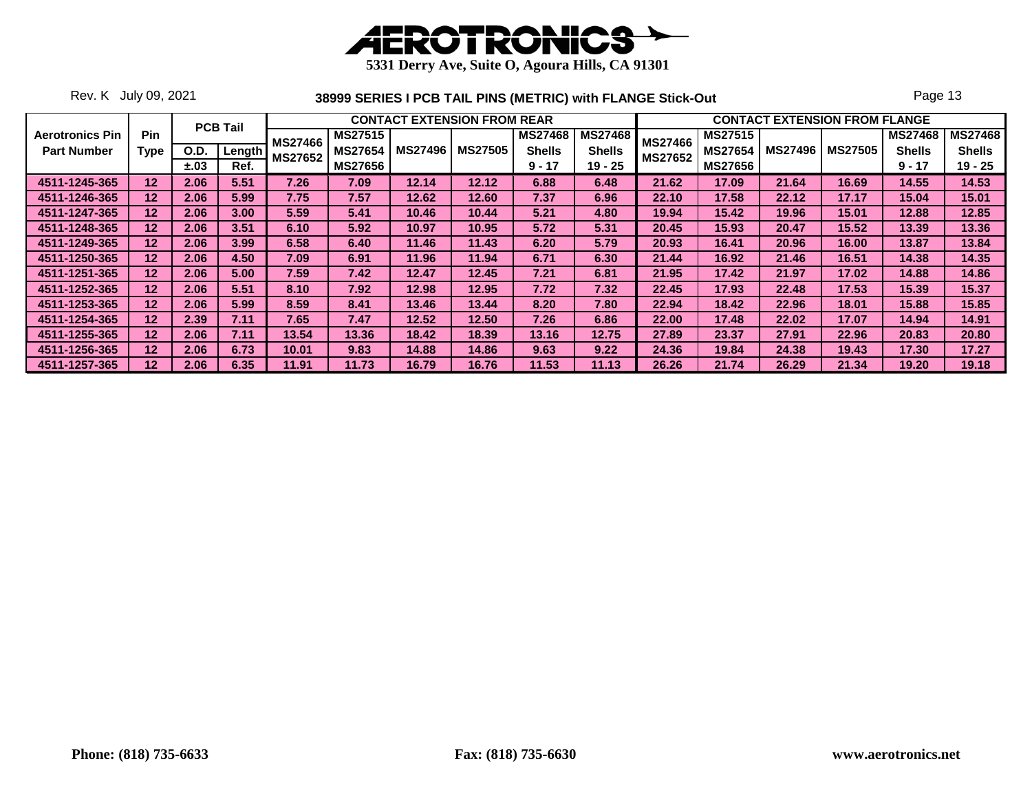# AEROTRONICS

5331 Derry Ave, Suite O, Agoura Hills, CA 91301

Rev. K July 09, 2021

## 38999 SERIES I PCB TAIL PINS (METRIC) with FLANGE Stick-Out

| Aerotronics Pin Part Number | Pin Type | PCB Tail | | CONTACT EXTENSION FROM REAR | | | | | | CONTACT EXTENSION FROM FLANGE | | | | | |
|---|---|---|---|---|---|---|---|---|---|---|---|---|---|---|---|
| | | O.D. ±.03 | Length Ref. | MS27466 MS27652 | MS27515 MS27654 MS27656 | MS27496 | MS27505 | MS27468 Shells 9 - 17 | MS27468 Shells 19 - 25 | MS27466 MS27652 | MS27515 MS27654 MS27656 | MS27496 | MS27505 | MS27468 Shells 9 - 17 | MS27468 Shells 19 - 25 |
| 4511-1245-365 | 12 | 2.06 | 5.51 | 7.26 | 7.09 | 12.14 | 12.12 | 6.88 | 6.48 | 21.62 | 17.09 | 21.64 | 16.69 | 14.55 | 14.53 |
| 4511-1246-365 | 12 | 2.06 | 5.99 | 7.75 | 7.57 | 12.62 | 12.60 | 7.37 | 6.96 | 22.10 | 17.58 | 22.12 | 17.17 | 15.04 | 15.01 |
| 4511-1247-365 | 12 | 2.06 | 3.00 | 5.59 | 5.41 | 10.46 | 10.44 | 5.21 | 4.80 | 19.94 | 15.42 | 19.96 | 15.01 | 12.88 | 12.85 |
| 4511-1248-365 | 12 | 2.06 | 3.51 | 6.10 | 5.92 | 10.97 | 10.95 | 5.72 | 5.31 | 20.45 | 15.93 | 20.47 | 15.52 | 13.39 | 13.36 |
| 4511-1249-365 | 12 | 2.06 | 3.99 | 6.58 | 6.40 | 11.46 | 11.43 | 6.20 | 5.79 | 20.93 | 16.41 | 20.96 | 16.00 | 13.87 | 13.84 |
| 4511-1250-365 | 12 | 2.06 | 4.50 | 7.09 | 6.91 | 11.96 | 11.94 | 6.71 | 6.30 | 21.44 | 16.92 | 21.46 | 16.51 | 14.38 | 14.35 |
| 4511-1251-365 | 12 | 2.06 | 5.00 | 7.59 | 7.42 | 12.47 | 12.45 | 7.21 | 6.81 | 21.95 | 17.42 | 21.97 | 17.02 | 14.88 | 14.86 |
| 4511-1252-365 | 12 | 2.06 | 5.51 | 8.10 | 7.92 | 12.98 | 12.95 | 7.72 | 7.32 | 22.45 | 17.93 | 22.48 | 17.53 | 15.39 | 15.37 |
| 4511-1253-365 | 12 | 2.06 | 5.99 | 8.59 | 8.41 | 13.46 | 13.44 | 8.20 | 7.80 | 22.94 | 18.42 | 22.96 | 18.01 | 15.88 | 15.85 |
| 4511-1254-365 | 12 | 2.39 | 7.11 | 7.65 | 7.47 | 12.52 | 12.50 | 7.26 | 6.86 | 22.00 | 17.48 | 22.02 | 17.07 | 14.94 | 14.91 |
| 4511-1255-365 | 12 | 2.06 | 7.11 | 13.54 | 13.36 | 18.42 | 18.39 | 13.16 | 12.75 | 27.89 | 23.37 | 27.91 | 22.96 | 20.83 | 20.80 |
| 4511-1256-365 | 12 | 2.06 | 6.73 | 10.01 | 9.83 | 14.88 | 14.86 | 9.63 | 9.22 | 24.36 | 19.84 | 24.38 | 19.43 | 17.30 | 17.27 |
| 4511-1257-365 | 12 | 2.06 | 6.35 | 11.91 | 11.73 | 16.79 | 16.76 | 11.53 | 11.13 | 26.26 | 21.74 | 26.29 | 21.34 | 19.20 | 19.18 |

**Phone: (818) 735-6633** **Fax: (818) 735-6630** **www.aerotronics.net**